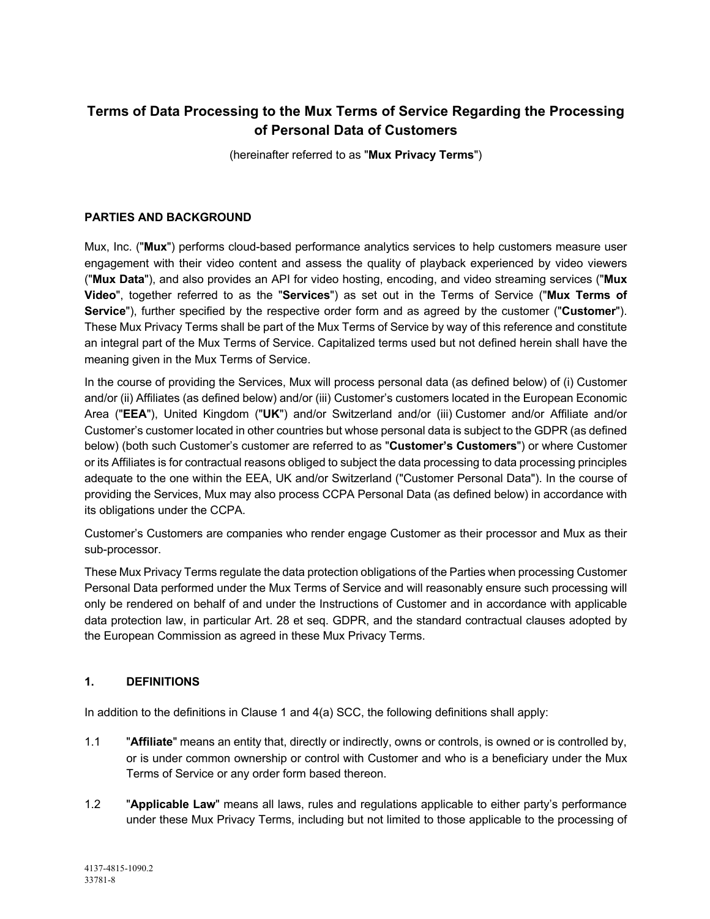# Terms of Data Processing to the Mux Terms of Service Regarding the Processing of Personal Data of Customers

(hereinafter referred to as "**Mux Privacy Terms**")

**PARTIES AND BACKGROUND**

Mux, Inc. ("**Mux**") performs cloud-based performance analytics services to help customers measure user engagement with their video content and assess the quality of playback experienced by video viewers ("**Mux Data**"), and also provides an API for video hosting, encoding, and video streaming services ("**Mux Video**", together referred to as the "**Services**") as set out in the Terms of Service ("**Mux Terms of Service**"), further specified by the respective order form and as agreed by the customer ("**Customer**"). These Mux Privacy Terms shall be part of the Mux Terms of Service by way of this reference and constitute an integral part of the Mux Terms of Service. Capitalized terms used but not defined herein shall have the meaning given in the Mux Terms of Service.

In the course of providing the Services, Mux will process personal data (as defined below) of (i) Customer and/or (ii) Affiliates (as defined below) and/or (iii) Customer's customers located in the European Economic Area ("**EEA**"), United Kingdom ("**UK**") and/or Switzerland and/or (iii) Customer and/or Affiliate and/or Customer's customer located in other countries but whose personal data is subject to the GDPR (as defined below) (both such Customer's customer are referred to as "**Customer's Customers**") or where Customer or its Affiliates is for contractual reasons obliged to subject the data processing to data processing principles adequate to the one within the EEA, UK and/or Switzerland ("Customer Personal Data"). In the course of providing the Services, Mux may also process CCPA Personal Data (as defined below) in accordance with its obligations under the CCPA.

Customer's Customers are companies who render engage Customer as their processor and Mux as their sub-processor.

These Mux Privacy Terms regulate the data protection obligations of the Parties when processing Customer Personal Data performed under the Mux Terms of Service and will reasonably ensure such processing will only be rendered on behalf of and under the Instructions of Customer and in accordance with applicable data protection law, in particular Art. 28 et seq. GDPR, and the standard contractual clauses adopted by the European Commission as agreed in these Mux Privacy Terms.

## 1. DEFINITIONS

In addition to the definitions in Clause 1 and 4(a) SCC, the following definitions shall apply:

1.1 "**Affiliate**" means an entity that, directly or indirectly, owns or controls, is owned or is controlled by, or is under common ownership or control with Customer and who is a beneficiary under the Mux Terms of Service or any order form based thereon.

1.2 "**Applicable Law**" means all laws, rules and regulations applicable to either party's performance under these Mux Privacy Terms, including but not limited to those applicable to the processing of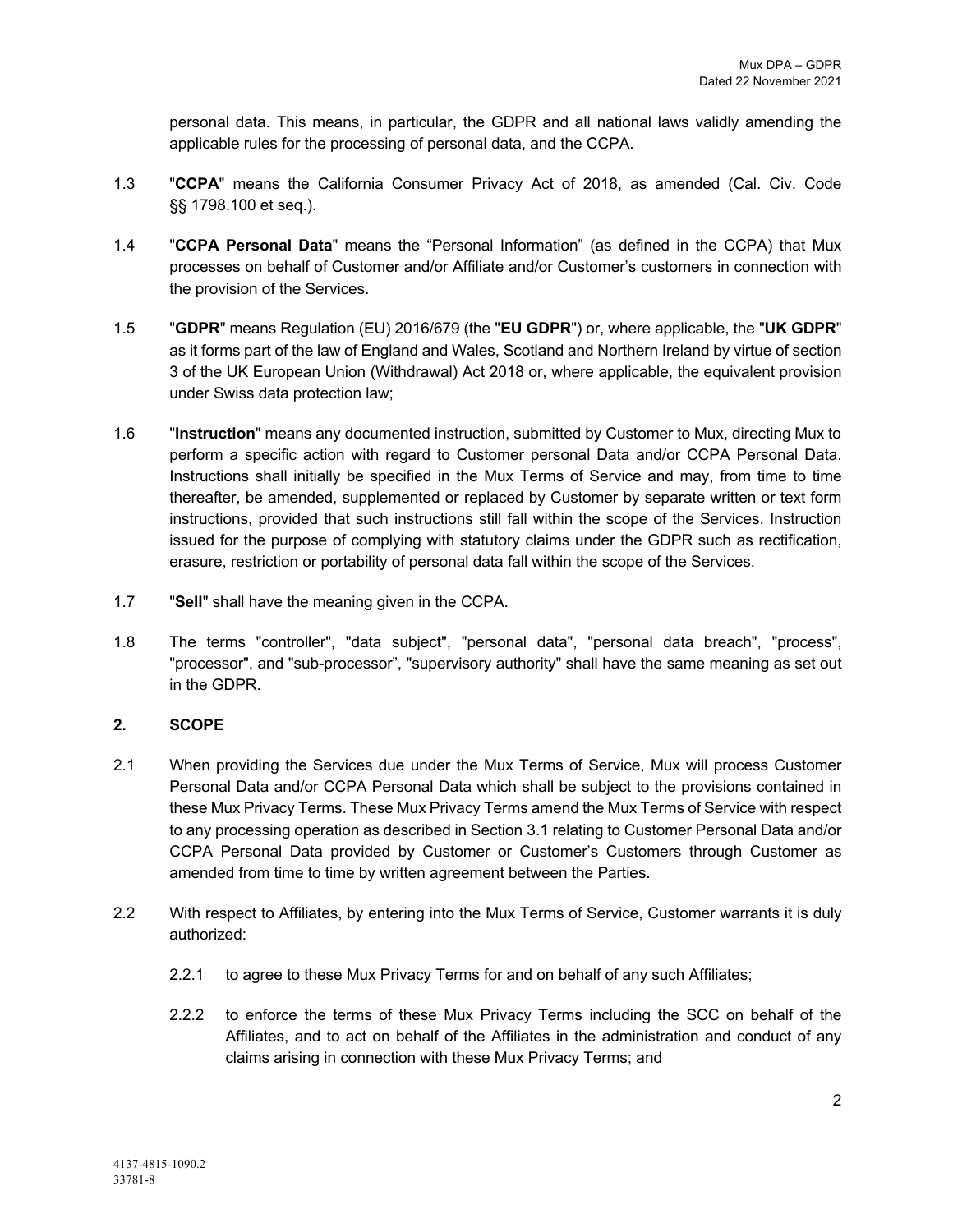personal data. This means, in particular, the GDPR and all national laws validly amending the applicable rules for the processing of personal data, and the CCPA.

1.3 "**CCPA**" means the California Consumer Privacy Act of 2018, as amended (Cal. Civ. Code §§ 1798.100 et seq.).

1.4 "**CCPA Personal Data**" means the "Personal Information" (as defined in the CCPA) that Mux processes on behalf of Customer and/or Affiliate and/or Customer's customers in connection with the provision of the Services.

1.5 "**GDPR**" means Regulation (EU) 2016/679 (the "**EU GDPR**") or, where applicable, the "**UK GDPR**" as it forms part of the law of England and Wales, Scotland and Northern Ireland by virtue of section 3 of the UK European Union (Withdrawal) Act 2018 or, where applicable, the equivalent provision under Swiss data protection law;

1.6 "**Instruction**" means any documented instruction, submitted by Customer to Mux, directing Mux to perform a specific action with regard to Customer personal Data and/or CCPA Personal Data. Instructions shall initially be specified in the Mux Terms of Service and may, from time to time thereafter, be amended, supplemented or replaced by Customer by separate written or text form instructions, provided that such instructions still fall within the scope of the Services. Instruction issued for the purpose of complying with statutory claims under the GDPR such as rectification, erasure, restriction or portability of personal data fall within the scope of the Services.

1.7 "**Sell**" shall have the meaning given in the CCPA.

1.8 The terms "controller", "data subject", "personal data", "personal data breach", "process", "processor", and "sub-processor", "supervisory authority" shall have the same meaning as set out in the GDPR.

## 2. SCOPE

2.1 When providing the Services due under the Mux Terms of Service, Mux will process Customer Personal Data and/or CCPA Personal Data which shall be subject to the provisions contained in these Mux Privacy Terms. These Mux Privacy Terms amend the Mux Terms of Service with respect to any processing operation as described in Section 3.1 relating to Customer Personal Data and/or CCPA Personal Data provided by Customer or Customer's Customers through Customer as amended from time to time by written agreement between the Parties.

2.2 With respect to Affiliates, by entering into the Mux Terms of Service, Customer warrants it is duly authorized:

2.2.1 to agree to these Mux Privacy Terms for and on behalf of any such Affiliates;

2.2.2 to enforce the terms of these Mux Privacy Terms including the SCC on behalf of the Affiliates, and to act on behalf of the Affiliates in the administration and conduct of any claims arising in connection with these Mux Privacy Terms; and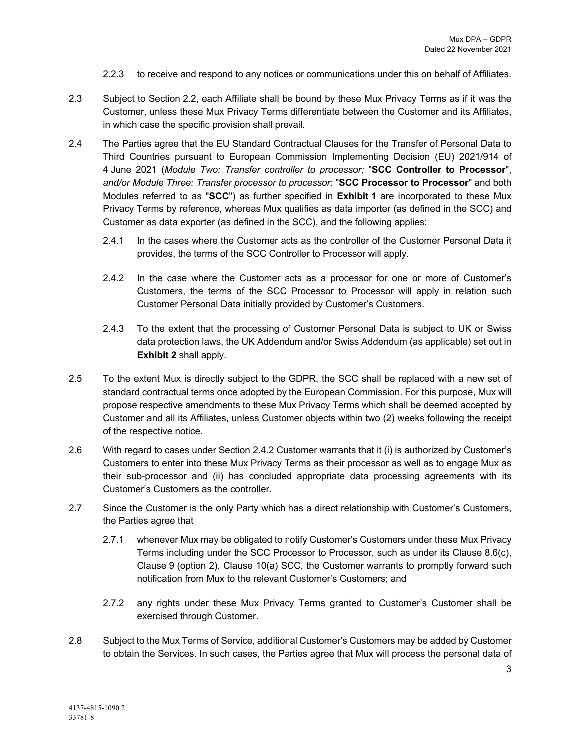2.2.3 to receive and respond to any notices or communications under this on behalf of Affiliates.

2.3 Subject to Section 2.2, each Affiliate shall be bound by these Mux Privacy Terms as if it was the Customer, unless these Mux Privacy Terms differentiate between the Customer and its Affiliates, in which case the specific provision shall prevail.

2.4 The Parties agree that the EU Standard Contractual Clauses for the Transfer of Personal Data to Third Countries pursuant to European Commission Implementing Decision (EU) 2021/914 of 4 June 2021 (*Module Two: Transfer controller to processor;* "**SCC Controller to Processor**", *and/or Module Three: Transfer processor to processor;* "**SCC Processor to Processor**" and both Modules referred to as "**SCC**") as further specified in **Exhibit 1** are incorporated to these Mux Privacy Terms by reference, whereas Mux qualifies as data importer (as defined in the SCC) and Customer as data exporter (as defined in the SCC), and the following applies:

2.4.1 In the cases where the Customer acts as the controller of the Customer Personal Data it provides, the terms of the SCC Controller to Processor will apply.

2.4.2 In the case where the Customer acts as a processor for one or more of Customer's Customers, the terms of the SCC Processor to Processor will apply in relation such Customer Personal Data initially provided by Customer's Customers.

2.4.3 To the extent that the processing of Customer Personal Data is subject to UK or Swiss data protection laws, the UK Addendum and/or Swiss Addendum (as applicable) set out in **Exhibit 2** shall apply.

2.5 To the extent Mux is directly subject to the GDPR, the SCC shall be replaced with a new set of standard contractual terms once adopted by the European Commission. For this purpose, Mux will propose respective amendments to these Mux Privacy Terms which shall be deemed accepted by Customer and all its Affiliates, unless Customer objects within two (2) weeks following the receipt of the respective notice.

2.6 With regard to cases under Section 2.4.2 Customer warrants that it (i) is authorized by Customer's Customers to enter into these Mux Privacy Terms as their processor as well as to engage Mux as their sub-processor and (ii) has concluded appropriate data processing agreements with its Customer's Customers as the controller.

2.7 Since the Customer is the only Party which has a direct relationship with Customer's Customers, the Parties agree that

2.7.1 whenever Mux may be obligated to notify Customer's Customers under these Mux Privacy Terms including under the SCC Processor to Processor, such as under its Clause 8.6(c), Clause 9 (option 2), Clause 10(a) SCC, the Customer warrants to promptly forward such notification from Mux to the relevant Customer's Customers; and

2.7.2 any rights under these Mux Privacy Terms granted to Customer's Customer shall be exercised through Customer.

2.8 Subject to the Mux Terms of Service, additional Customer's Customers may be added by Customer to obtain the Services. In such cases, the Parties agree that Mux will process the personal data of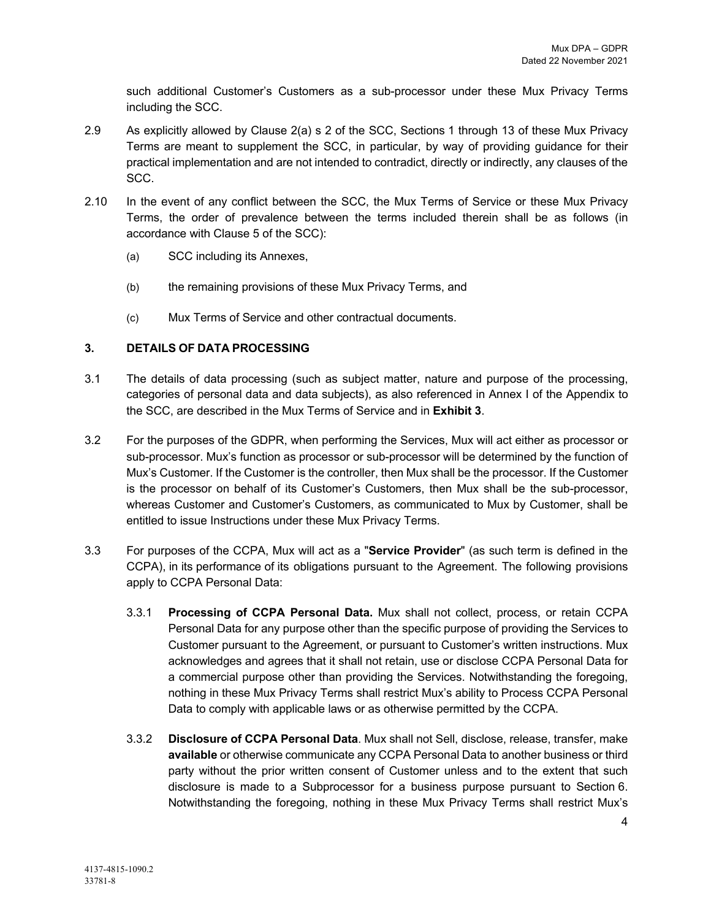such additional Customer's Customers as a sub-processor under these Mux Privacy Terms including the SCC.

2.9 As explicitly allowed by Clause 2(a) s 2 of the SCC, Sections 1 through 13 of these Mux Privacy Terms are meant to supplement the SCC, in particular, by way of providing guidance for their practical implementation and are not intended to contradict, directly or indirectly, any clauses of the SCC.

2.10 In the event of any conflict between the SCC, the Mux Terms of Service or these Mux Privacy Terms, the order of prevalence between the terms included therein shall be as follows (in accordance with Clause 5 of the SCC):

(a) SCC including its Annexes,

(b) the remaining provisions of these Mux Privacy Terms, and

(c) Mux Terms of Service and other contractual documents.

## 3. DETAILS OF DATA PROCESSING

3.1 The details of data processing (such as subject matter, nature and purpose of the processing, categories of personal data and data subjects), as also referenced in Annex I of the Appendix to the SCC, are described in the Mux Terms of Service and in **Exhibit 3**.

3.2 For the purposes of the GDPR, when performing the Services, Mux will act either as processor or sub-processor. Mux's function as processor or sub-processor will be determined by the function of Mux's Customer. If the Customer is the controller, then Mux shall be the processor. If the Customer is the processor on behalf of its Customer's Customers, then Mux shall be the sub-processor, whereas Customer and Customer's Customers, as communicated to Mux by Customer, shall be entitled to issue Instructions under these Mux Privacy Terms.

3.3 For purposes of the CCPA, Mux will act as a "**Service Provider**" (as such term is defined in the CCPA), in its performance of its obligations pursuant to the Agreement. The following provisions apply to CCPA Personal Data:

3.3.1 **Processing of CCPA Personal Data.** Mux shall not collect, process, or retain CCPA Personal Data for any purpose other than the specific purpose of providing the Services to Customer pursuant to the Agreement, or pursuant to Customer's written instructions. Mux acknowledges and agrees that it shall not retain, use or disclose CCPA Personal Data for a commercial purpose other than providing the Services. Notwithstanding the foregoing, nothing in these Mux Privacy Terms shall restrict Mux's ability to Process CCPA Personal Data to comply with applicable laws or as otherwise permitted by the CCPA.

3.3.2 **Disclosure of CCPA Personal Data**. Mux shall not Sell, disclose, release, transfer, make **available** or otherwise communicate any CCPA Personal Data to another business or third party without the prior written consent of Customer unless and to the extent that such disclosure is made to a Subprocessor for a business purpose pursuant to Section 6. Notwithstanding the foregoing, nothing in these Mux Privacy Terms shall restrict Mux's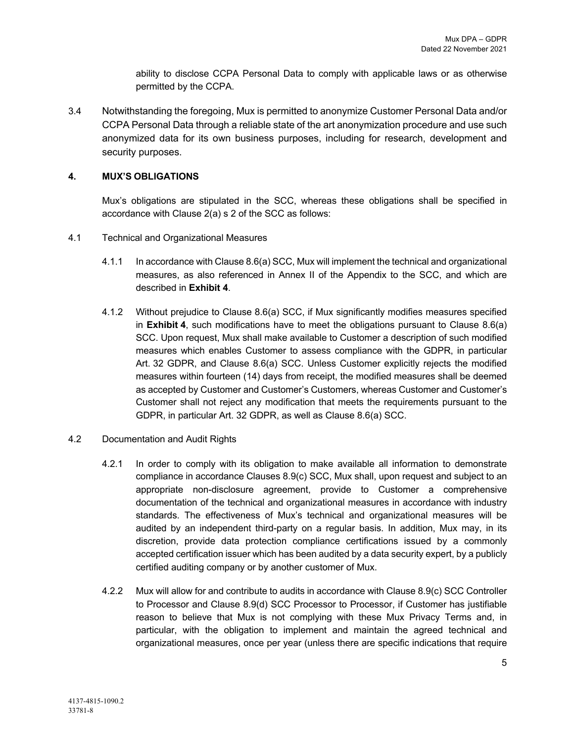ability to disclose CCPA Personal Data to comply with applicable laws or as otherwise permitted by the CCPA.

3.4 Notwithstanding the foregoing, Mux is permitted to anonymize Customer Personal Data and/or CCPA Personal Data through a reliable state of the art anonymization procedure and use such anonymized data for its own business purposes, including for research, development and security purposes.

## 4. MUX'S OBLIGATIONS

Mux's obligations are stipulated in the SCC, whereas these obligations shall be specified in accordance with Clause 2(a) s 2 of the SCC as follows:

4.1 Technical and Organizational Measures

4.1.1 In accordance with Clause 8.6(a) SCC, Mux will implement the technical and organizational measures, as also referenced in Annex II of the Appendix to the SCC, and which are described in **Exhibit 4**.

4.1.2 Without prejudice to Clause 8.6(a) SCC, if Mux significantly modifies measures specified in **Exhibit 4**, such modifications have to meet the obligations pursuant to Clause 8.6(a) SCC. Upon request, Mux shall make available to Customer a description of such modified measures which enables Customer to assess compliance with the GDPR, in particular Art. 32 GDPR, and Clause 8.6(a) SCC. Unless Customer explicitly rejects the modified measures within fourteen (14) days from receipt, the modified measures shall be deemed as accepted by Customer and Customer's Customers, whereas Customer and Customer's Customer shall not reject any modification that meets the requirements pursuant to the GDPR, in particular Art. 32 GDPR, as well as Clause 8.6(a) SCC.

4.2 Documentation and Audit Rights

4.2.1 In order to comply with its obligation to make available all information to demonstrate compliance in accordance Clauses 8.9(c) SCC, Mux shall, upon request and subject to an appropriate non-disclosure agreement, provide to Customer a comprehensive documentation of the technical and organizational measures in accordance with industry standards. The effectiveness of Mux's technical and organizational measures will be audited by an independent third-party on a regular basis. In addition, Mux may, in its discretion, provide data protection compliance certifications issued by a commonly accepted certification issuer which has been audited by a data security expert, by a publicly certified auditing company or by another customer of Mux.

4.2.2 Mux will allow for and contribute to audits in accordance with Clause 8.9(c) SCC Controller to Processor and Clause 8.9(d) SCC Processor to Processor, if Customer has justifiable reason to believe that Mux is not complying with these Mux Privacy Terms and, in particular, with the obligation to implement and maintain the agreed technical and organizational measures, once per year (unless there are specific indications that require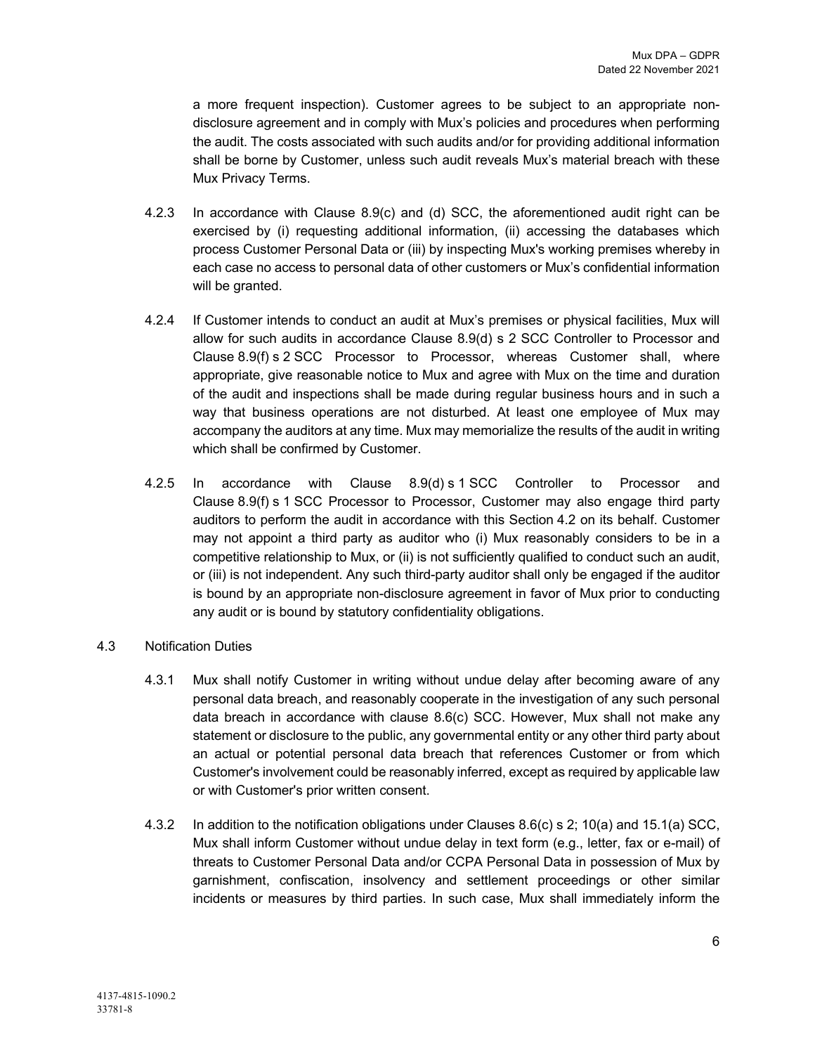a more frequent inspection). Customer agrees to be subject to an appropriate non-disclosure agreement and in comply with Mux's policies and procedures when performing the audit. The costs associated with such audits and/or for providing additional information shall be borne by Customer, unless such audit reveals Mux's material breach with these Mux Privacy Terms.

4.2.3 In accordance with Clause 8.9(c) and (d) SCC, the aforementioned audit right can be exercised by (i) requesting additional information, (ii) accessing the databases which process Customer Personal Data or (iii) by inspecting Mux's working premises whereby in each case no access to personal data of other customers or Mux's confidential information will be granted.

4.2.4 If Customer intends to conduct an audit at Mux's premises or physical facilities, Mux will allow for such audits in accordance Clause 8.9(d) s 2 SCC Controller to Processor and Clause 8.9(f) s 2 SCC Processor to Processor, whereas Customer shall, where appropriate, give reasonable notice to Mux and agree with Mux on the time and duration of the audit and inspections shall be made during regular business hours and in such a way that business operations are not disturbed. At least one employee of Mux may accompany the auditors at any time. Mux may memorialize the results of the audit in writing which shall be confirmed by Customer.

4.2.5 In accordance with Clause 8.9(d) s 1 SCC Controller to Processor and Clause 8.9(f) s 1 SCC Processor to Processor, Customer may also engage third party auditors to perform the audit in accordance with this Section 4.2 on its behalf. Customer may not appoint a third party as auditor who (i) Mux reasonably considers to be in a competitive relationship to Mux, or (ii) is not sufficiently qualified to conduct such an audit, or (iii) is not independent. Any such third-party auditor shall only be engaged if the auditor is bound by an appropriate non-disclosure agreement in favor of Mux prior to conducting any audit or is bound by statutory confidentiality obligations.

4.3 Notification Duties

4.3.1 Mux shall notify Customer in writing without undue delay after becoming aware of any personal data breach, and reasonably cooperate in the investigation of any such personal data breach in accordance with clause 8.6(c) SCC. However, Mux shall not make any statement or disclosure to the public, any governmental entity or any other third party about an actual or potential personal data breach that references Customer or from which Customer's involvement could be reasonably inferred, except as required by applicable law or with Customer's prior written consent.

4.3.2 In addition to the notification obligations under Clauses 8.6(c) s 2; 10(a) and 15.1(a) SCC, Mux shall inform Customer without undue delay in text form (e.g., letter, fax or e-mail) of threats to Customer Personal Data and/or CCPA Personal Data in possession of Mux by garnishment, confiscation, insolvency and settlement proceedings or other similar incidents or measures by third parties. In such case, Mux shall immediately inform the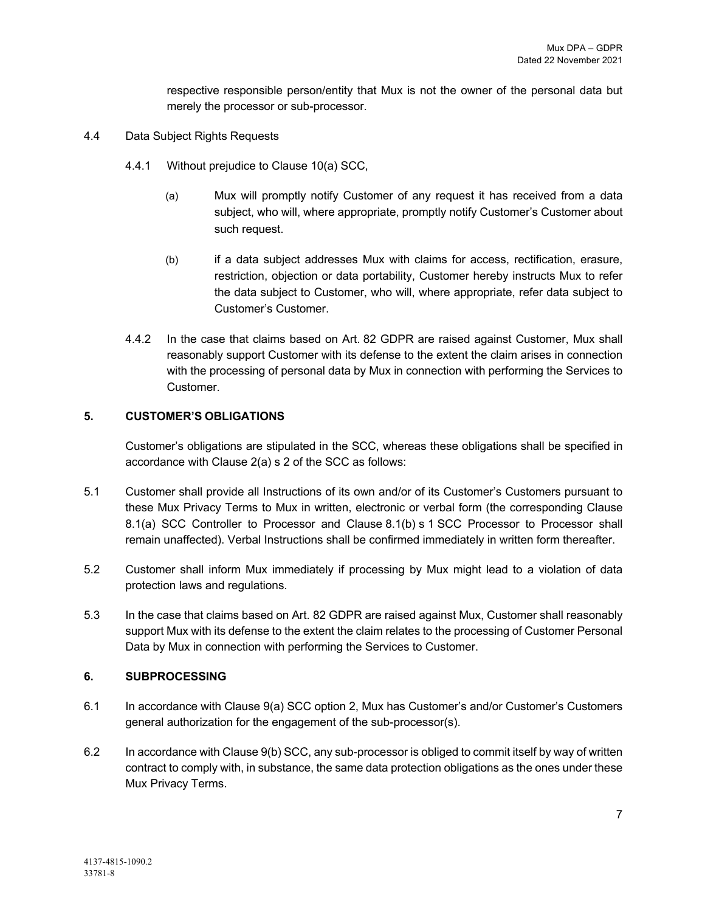respective responsible person/entity that Mux is not the owner of the personal data but merely the processor or sub-processor.

4.4 Data Subject Rights Requests

4.4.1 Without prejudice to Clause 10(a) SCC,

(a) Mux will promptly notify Customer of any request it has received from a data subject, who will, where appropriate, promptly notify Customer's Customer about such request.

(b) if a data subject addresses Mux with claims for access, rectification, erasure, restriction, objection or data portability, Customer hereby instructs Mux to refer the data subject to Customer, who will, where appropriate, refer data subject to Customer's Customer.

4.4.2 In the case that claims based on Art. 82 GDPR are raised against Customer, Mux shall reasonably support Customer with its defense to the extent the claim arises in connection with the processing of personal data by Mux in connection with performing the Services to Customer.

## 5. CUSTOMER'S OBLIGATIONS

Customer's obligations are stipulated in the SCC, whereas these obligations shall be specified in accordance with Clause 2(a) s 2 of the SCC as follows:

5.1 Customer shall provide all Instructions of its own and/or of its Customer's Customers pursuant to these Mux Privacy Terms to Mux in written, electronic or verbal form (the corresponding Clause 8.1(a) SCC Controller to Processor and Clause 8.1(b) s 1 SCC Processor to Processor shall remain unaffected). Verbal Instructions shall be confirmed immediately in written form thereafter.

5.2 Customer shall inform Mux immediately if processing by Mux might lead to a violation of data protection laws and regulations.

5.3 In the case that claims based on Art. 82 GDPR are raised against Mux, Customer shall reasonably support Mux with its defense to the extent the claim relates to the processing of Customer Personal Data by Mux in connection with performing the Services to Customer.

## 6. SUBPROCESSING

6.1 In accordance with Clause 9(a) SCC option 2, Mux has Customer's and/or Customer's Customers general authorization for the engagement of the sub-processor(s).

6.2 In accordance with Clause 9(b) SCC, any sub-processor is obliged to commit itself by way of written contract to comply with, in substance, the same data protection obligations as the ones under these Mux Privacy Terms.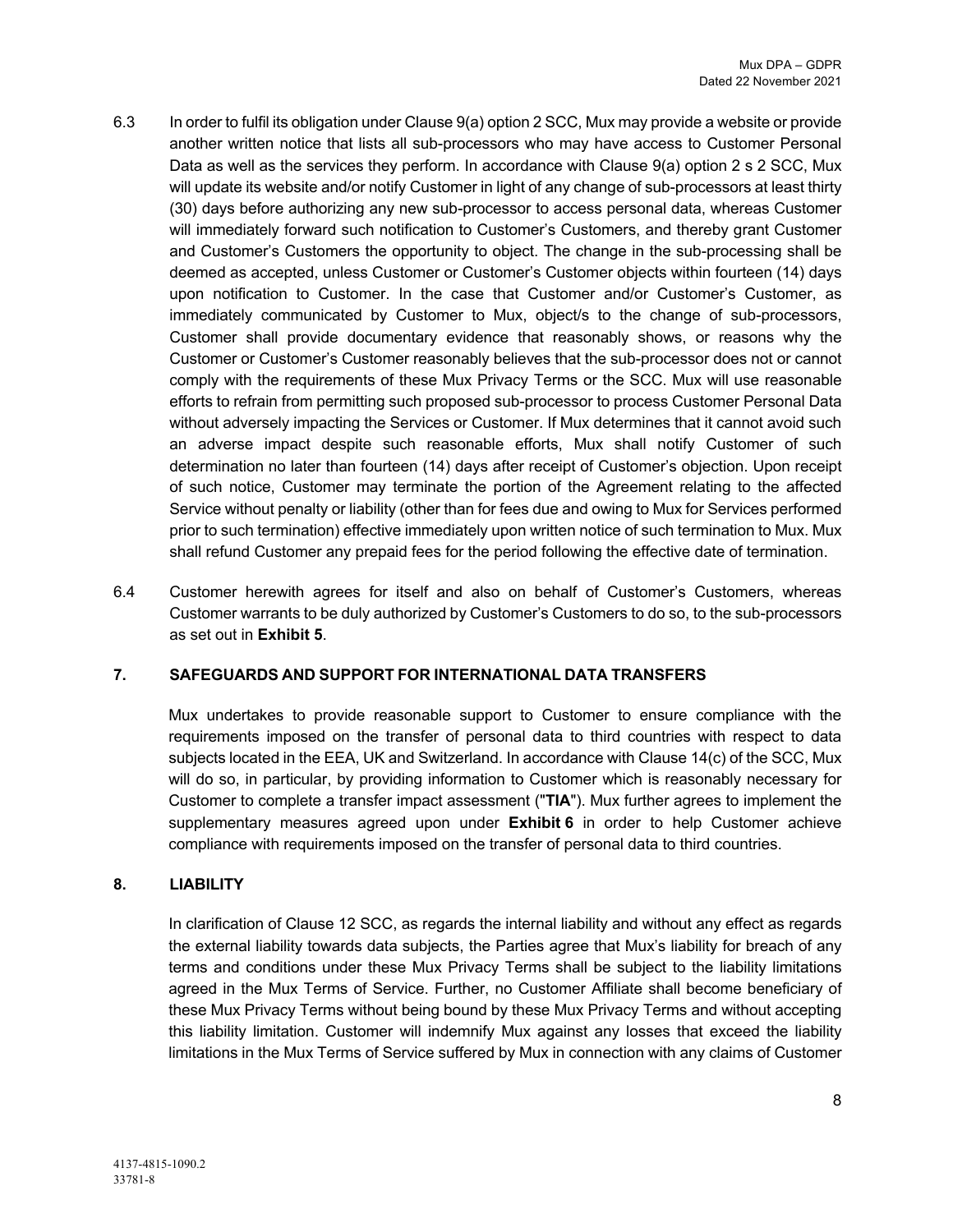6.3 In order to fulfil its obligation under Clause 9(a) option 2 SCC, Mux may provide a website or provide another written notice that lists all sub-processors who may have access to Customer Personal Data as well as the services they perform. In accordance with Clause 9(a) option 2 s 2 SCC, Mux will update its website and/or notify Customer in light of any change of sub-processors at least thirty (30) days before authorizing any new sub-processor to access personal data, whereas Customer will immediately forward such notification to Customer's Customers, and thereby grant Customer and Customer's Customers the opportunity to object. The change in the sub-processing shall be deemed as accepted, unless Customer or Customer's Customer objects within fourteen (14) days upon notification to Customer. In the case that Customer and/or Customer's Customer, as immediately communicated by Customer to Mux, object/s to the change of sub-processors, Customer shall provide documentary evidence that reasonably shows, or reasons why the Customer or Customer's Customer reasonably believes that the sub-processor does not or cannot comply with the requirements of these Mux Privacy Terms or the SCC. Mux will use reasonable efforts to refrain from permitting such proposed sub-processor to process Customer Personal Data without adversely impacting the Services or Customer. If Mux determines that it cannot avoid such an adverse impact despite such reasonable efforts, Mux shall notify Customer of such determination no later than fourteen (14) days after receipt of Customer's objection. Upon receipt of such notice, Customer may terminate the portion of the Agreement relating to the affected Service without penalty or liability (other than for fees due and owing to Mux for Services performed prior to such termination) effective immediately upon written notice of such termination to Mux. Mux shall refund Customer any prepaid fees for the period following the effective date of termination.

6.4 Customer herewith agrees for itself and also on behalf of Customer's Customers, whereas Customer warrants to be duly authorized by Customer's Customers to do so, to the sub-processors as set out in **Exhibit 5**.

## 7. SAFEGUARDS AND SUPPORT FOR INTERNATIONAL DATA TRANSFERS

Mux undertakes to provide reasonable support to Customer to ensure compliance with the requirements imposed on the transfer of personal data to third countries with respect to data subjects located in the EEA, UK and Switzerland. In accordance with Clause 14(c) of the SCC, Mux will do so, in particular, by providing information to Customer which is reasonably necessary for Customer to complete a transfer impact assessment ("**TIA**"). Mux further agrees to implement the supplementary measures agreed upon under **Exhibit 6** in order to help Customer achieve compliance with requirements imposed on the transfer of personal data to third countries.

## 8. LIABILITY

In clarification of Clause 12 SCC, as regards the internal liability and without any effect as regards the external liability towards data subjects, the Parties agree that Mux's liability for breach of any terms and conditions under these Mux Privacy Terms shall be subject to the liability limitations agreed in the Mux Terms of Service. Further, no Customer Affiliate shall become beneficiary of these Mux Privacy Terms without being bound by these Mux Privacy Terms and without accepting this liability limitation. Customer will indemnify Mux against any losses that exceed the liability limitations in the Mux Terms of Service suffered by Mux in connection with any claims of Customer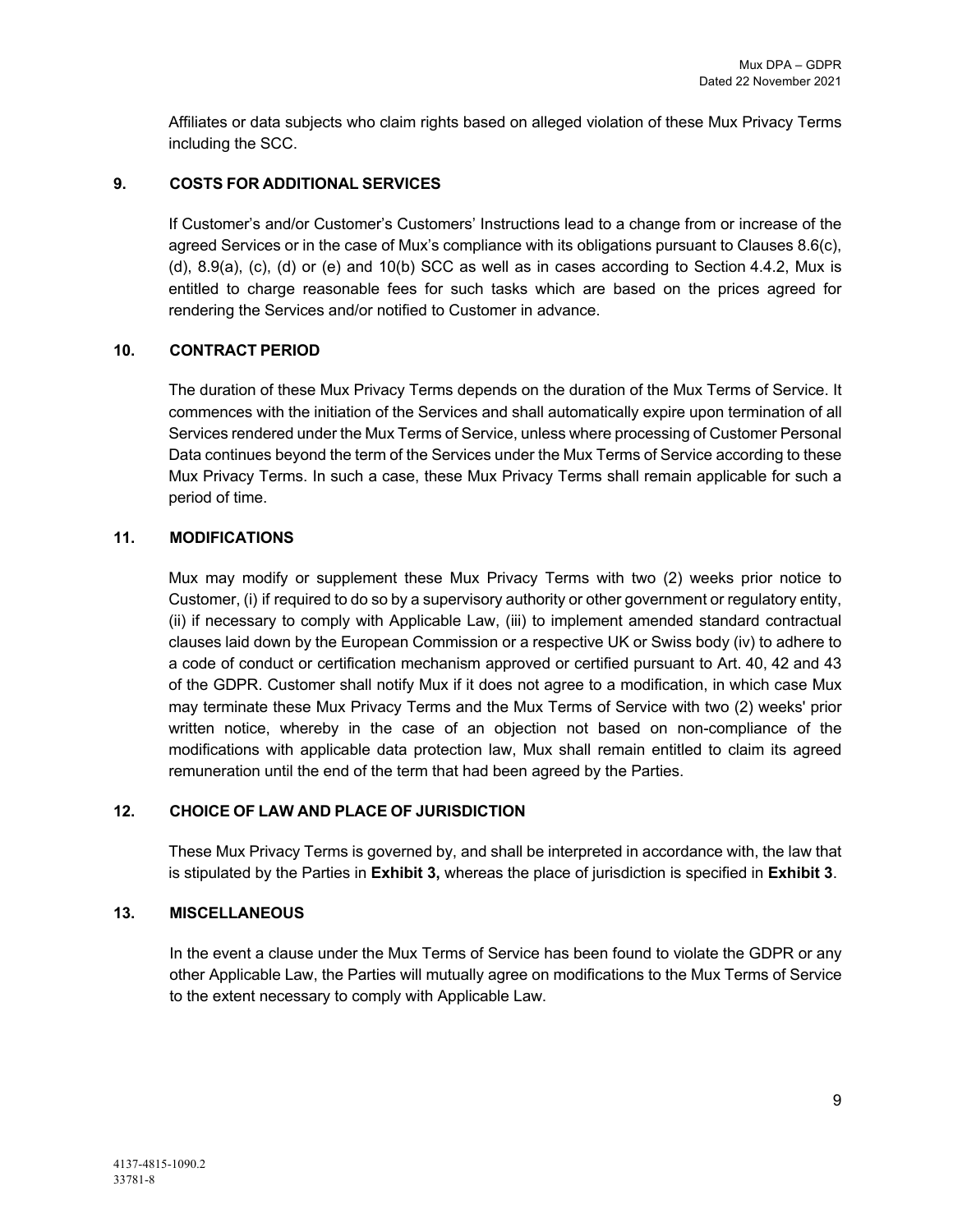Affiliates or data subjects who claim rights based on alleged violation of these Mux Privacy Terms including the SCC.

## 9. COSTS FOR ADDITIONAL SERVICES

If Customer's and/or Customer's Customers' Instructions lead to a change from or increase of the agreed Services or in the case of Mux's compliance with its obligations pursuant to Clauses 8.6(c), (d), 8.9(a), (c), (d) or (e) and 10(b) SCC as well as in cases according to Section 4.4.2, Mux is entitled to charge reasonable fees for such tasks which are based on the prices agreed for rendering the Services and/or notified to Customer in advance.

## 10. CONTRACT PERIOD

The duration of these Mux Privacy Terms depends on the duration of the Mux Terms of Service. It commences with the initiation of the Services and shall automatically expire upon termination of all Services rendered under the Mux Terms of Service, unless where processing of Customer Personal Data continues beyond the term of the Services under the Mux Terms of Service according to these Mux Privacy Terms. In such a case, these Mux Privacy Terms shall remain applicable for such a period of time.

## 11. MODIFICATIONS

Mux may modify or supplement these Mux Privacy Terms with two (2) weeks prior notice to Customer, (i) if required to do so by a supervisory authority or other government or regulatory entity, (ii) if necessary to comply with Applicable Law, (iii) to implement amended standard contractual clauses laid down by the European Commission or a respective UK or Swiss body (iv) to adhere to a code of conduct or certification mechanism approved or certified pursuant to Art. 40, 42 and 43 of the GDPR. Customer shall notify Mux if it does not agree to a modification, in which case Mux may terminate these Mux Privacy Terms and the Mux Terms of Service with two (2) weeks' prior written notice, whereby in the case of an objection not based on non-compliance of the modifications with applicable data protection law, Mux shall remain entitled to claim its agreed remuneration until the end of the term that had been agreed by the Parties.

## 12. CHOICE OF LAW AND PLACE OF JURISDICTION

These Mux Privacy Terms is governed by, and shall be interpreted in accordance with, the law that is stipulated by the Parties in **Exhibit 3,** whereas the place of jurisdiction is specified in **Exhibit 3**.

## 13. MISCELLANEOUS

In the event a clause under the Mux Terms of Service has been found to violate the GDPR or any other Applicable Law, the Parties will mutually agree on modifications to the Mux Terms of Service to the extent necessary to comply with Applicable Law.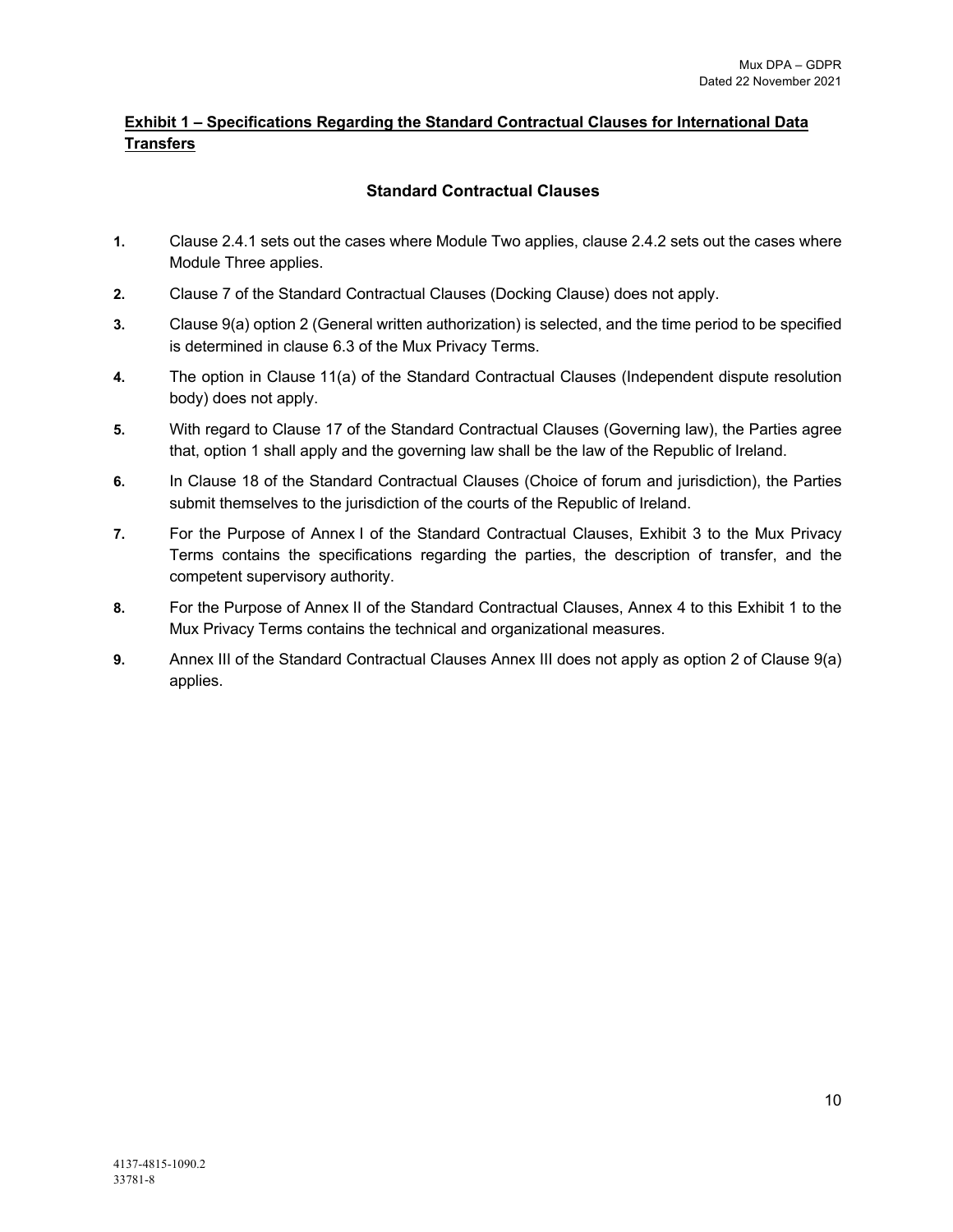## Exhibit 1 – Specifications Regarding the Standard Contractual Clauses for International Data Transfers

### Standard Contractual Clauses

1. Clause 2.4.1 sets out the cases where Module Two applies, clause 2.4.2 sets out the cases where Module Three applies.
2. Clause 7 of the Standard Contractual Clauses (Docking Clause) does not apply.
3. Clause 9(a) option 2 (General written authorization) is selected, and the time period to be specified is determined in clause 6.3 of the Mux Privacy Terms.
4. The option in Clause 11(a) of the Standard Contractual Clauses (Independent dispute resolution body) does not apply.
5. With regard to Clause 17 of the Standard Contractual Clauses (Governing law), the Parties agree that, option 1 shall apply and the governing law shall be the law of the Republic of Ireland.
6. In Clause 18 of the Standard Contractual Clauses (Choice of forum and jurisdiction), the Parties submit themselves to the jurisdiction of the courts of the Republic of Ireland.
7. For the Purpose of Annex I of the Standard Contractual Clauses, Exhibit 3 to the Mux Privacy Terms contains the specifications regarding the parties, the description of transfer, and the competent supervisory authority.
8. For the Purpose of Annex II of the Standard Contractual Clauses, Annex 4 to this Exhibit 1 to the Mux Privacy Terms contains the technical and organizational measures.
9. Annex III of the Standard Contractual Clauses Annex III does not apply as option 2 of Clause 9(a) applies.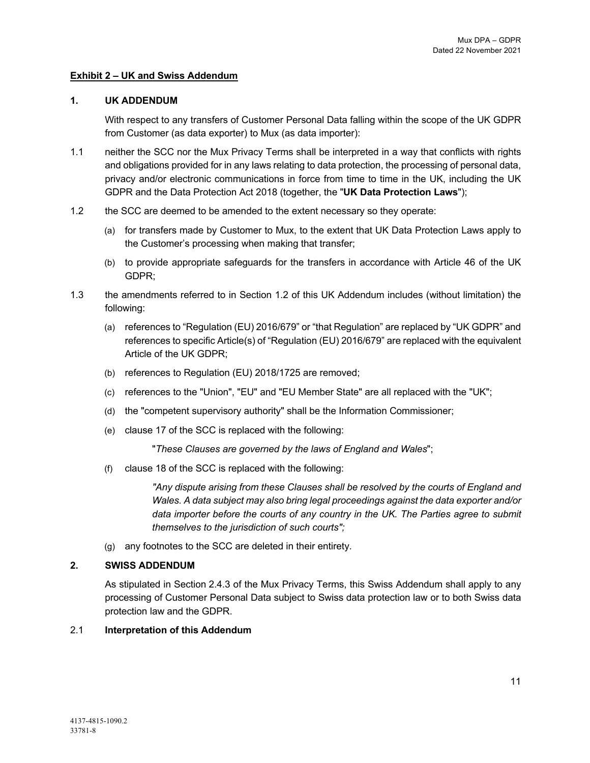**Exhibit 2 – UK and Swiss Addendum**

**1. UK ADDENDUM**

With respect to any transfers of Customer Personal Data falling within the scope of the UK GDPR from Customer (as data exporter) to Mux (as data importer):

1.1 neither the SCC nor the Mux Privacy Terms shall be interpreted in a way that conflicts with rights and obligations provided for in any laws relating to data protection, the processing of personal data, privacy and/or electronic communications in force from time to time in the UK, including the UK GDPR and the Data Protection Act 2018 (together, the "**UK Data Protection Laws**");

1.2 the SCC are deemed to be amended to the extent necessary so they operate:

(a) for transfers made by Customer to Mux, to the extent that UK Data Protection Laws apply to the Customer's processing when making that transfer;

(b) to provide appropriate safeguards for the transfers in accordance with Article 46 of the UK GDPR;

1.3 the amendments referred to in Section 1.2 of this UK Addendum includes (without limitation) the following:

(a) references to "Regulation (EU) 2016/679" or "that Regulation" are replaced by "UK GDPR" and references to specific Article(s) of "Regulation (EU) 2016/679" are replaced with the equivalent Article of the UK GDPR;

(b) references to Regulation (EU) 2018/1725 are removed;

(c) references to the "Union", "EU" and "EU Member State" are all replaced with the "UK";

(d) the "competent supervisory authority" shall be the Information Commissioner;

(e) clause 17 of the SCC is replaced with the following:

"*These Clauses are governed by the laws of England and Wales*";

(f) clause 18 of the SCC is replaced with the following:

*"Any dispute arising from these Clauses shall be resolved by the courts of England and Wales. A data subject may also bring legal proceedings against the data exporter and/or data importer before the courts of any country in the UK. The Parties agree to submit themselves to the jurisdiction of such courts";*

(g) any footnotes to the SCC are deleted in their entirety.

**2. SWISS ADDENDUM**

As stipulated in Section 2.4.3 of the Mux Privacy Terms, this Swiss Addendum shall apply to any processing of Customer Personal Data subject to Swiss data protection law or to both Swiss data protection law and the GDPR.

2.1 **Interpretation of this Addendum**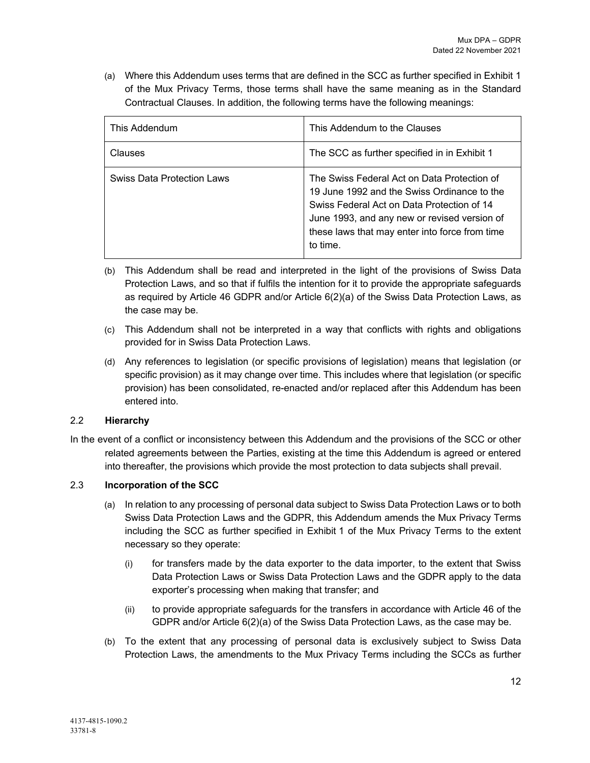(a) Where this Addendum uses terms that are defined in the SCC as further specified in Exhibit 1 of the Mux Privacy Terms, those terms shall have the same meaning as in the Standard Contractual Clauses. In addition, the following terms have the following meanings:

| This Addendum | This Addendum to the Clauses |
|---|---|
| Clauses | The SCC as further specified in in Exhibit 1 |
| Swiss Data Protection Laws | The Swiss Federal Act on Data Protection of 19 June 1992 and the Swiss Ordinance to the Swiss Federal Act on Data Protection of 14 June 1993, and any new or revised version of these laws that may enter into force from time to time. |

(b) This Addendum shall be read and interpreted in the light of the provisions of Swiss Data Protection Laws, and so that if fulfils the intention for it to provide the appropriate safeguards as required by Article 46 GDPR and/or Article 6(2)(a) of the Swiss Data Protection Laws, as the case may be.

(c) This Addendum shall not be interpreted in a way that conflicts with rights and obligations provided for in Swiss Data Protection Laws.

(d) Any references to legislation (or specific provisions of legislation) means that legislation (or specific provision) as it may change over time. This includes where that legislation (or specific provision) has been consolidated, re-enacted and/or replaced after this Addendum has been entered into.

### 2.2 **Hierarchy**

In the event of a conflict or inconsistency between this Addendum and the provisions of the SCC or other related agreements between the Parties, existing at the time this Addendum is agreed or entered into thereafter, the provisions which provide the most protection to data subjects shall prevail.

### 2.3 **Incorporation of the SCC**

(a) In relation to any processing of personal data subject to Swiss Data Protection Laws or to both Swiss Data Protection Laws and the GDPR, this Addendum amends the Mux Privacy Terms including the SCC as further specified in Exhibit 1 of the Mux Privacy Terms to the extent necessary so they operate:

(i) for transfers made by the data exporter to the data importer, to the extent that Swiss Data Protection Laws or Swiss Data Protection Laws and the GDPR apply to the data exporter's processing when making that transfer; and

(ii) to provide appropriate safeguards for the transfers in accordance with Article 46 of the GDPR and/or Article 6(2)(a) of the Swiss Data Protection Laws, as the case may be.

(b) To the extent that any processing of personal data is exclusively subject to Swiss Data Protection Laws, the amendments to the Mux Privacy Terms including the SCCs as further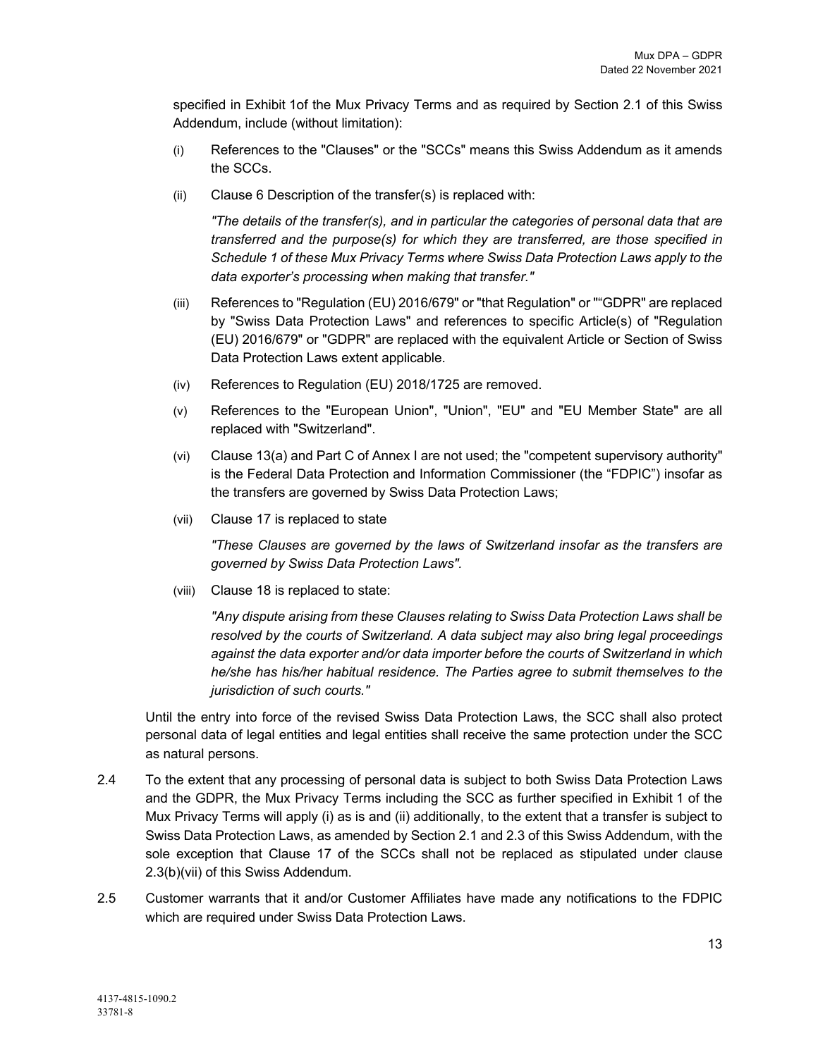specified in Exhibit 1of the Mux Privacy Terms and as required by Section 2.1 of this Swiss Addendum, include (without limitation):

(i) References to the "Clauses" or the "SCCs" means this Swiss Addendum as it amends the SCCs.

(ii) Clause 6 Description of the transfer(s) is replaced with:

*"The details of the transfer(s), and in particular the categories of personal data that are transferred and the purpose(s) for which they are transferred, are those specified in Schedule 1 of these Mux Privacy Terms where Swiss Data Protection Laws apply to the data exporter's processing when making that transfer."*

(iii) References to "Regulation (EU) 2016/679" or "that Regulation" or ""GDPR" are replaced by "Swiss Data Protection Laws" and references to specific Article(s) of "Regulation (EU) 2016/679" or "GDPR" are replaced with the equivalent Article or Section of Swiss Data Protection Laws extent applicable.

(iv) References to Regulation (EU) 2018/1725 are removed.

(v) References to the "European Union", "Union", "EU" and "EU Member State" are all replaced with "Switzerland".

(vi) Clause 13(a) and Part C of Annex I are not used; the "competent supervisory authority" is the Federal Data Protection and Information Commissioner (the "FDPIC") insofar as the transfers are governed by Swiss Data Protection Laws;

(vii) Clause 17 is replaced to state

*"These Clauses are governed by the laws of Switzerland insofar as the transfers are governed by Swiss Data Protection Laws".*

(viii) Clause 18 is replaced to state:

*"Any dispute arising from these Clauses relating to Swiss Data Protection Laws shall be resolved by the courts of Switzerland. A data subject may also bring legal proceedings against the data exporter and/or data importer before the courts of Switzerland in which he/she has his/her habitual residence. The Parties agree to submit themselves to the jurisdiction of such courts."*

Until the entry into force of the revised Swiss Data Protection Laws, the SCC shall also protect personal data of legal entities and legal entities shall receive the same protection under the SCC as natural persons.

2.4 To the extent that any processing of personal data is subject to both Swiss Data Protection Laws and the GDPR, the Mux Privacy Terms including the SCC as further specified in Exhibit 1 of the Mux Privacy Terms will apply (i) as is and (ii) additionally, to the extent that a transfer is subject to Swiss Data Protection Laws, as amended by Section 2.1 and 2.3 of this Swiss Addendum, with the sole exception that Clause 17 of the SCCs shall not be replaced as stipulated under clause 2.3(b)(vii) of this Swiss Addendum.

2.5 Customer warrants that it and/or Customer Affiliates have made any notifications to the FDPIC which are required under Swiss Data Protection Laws.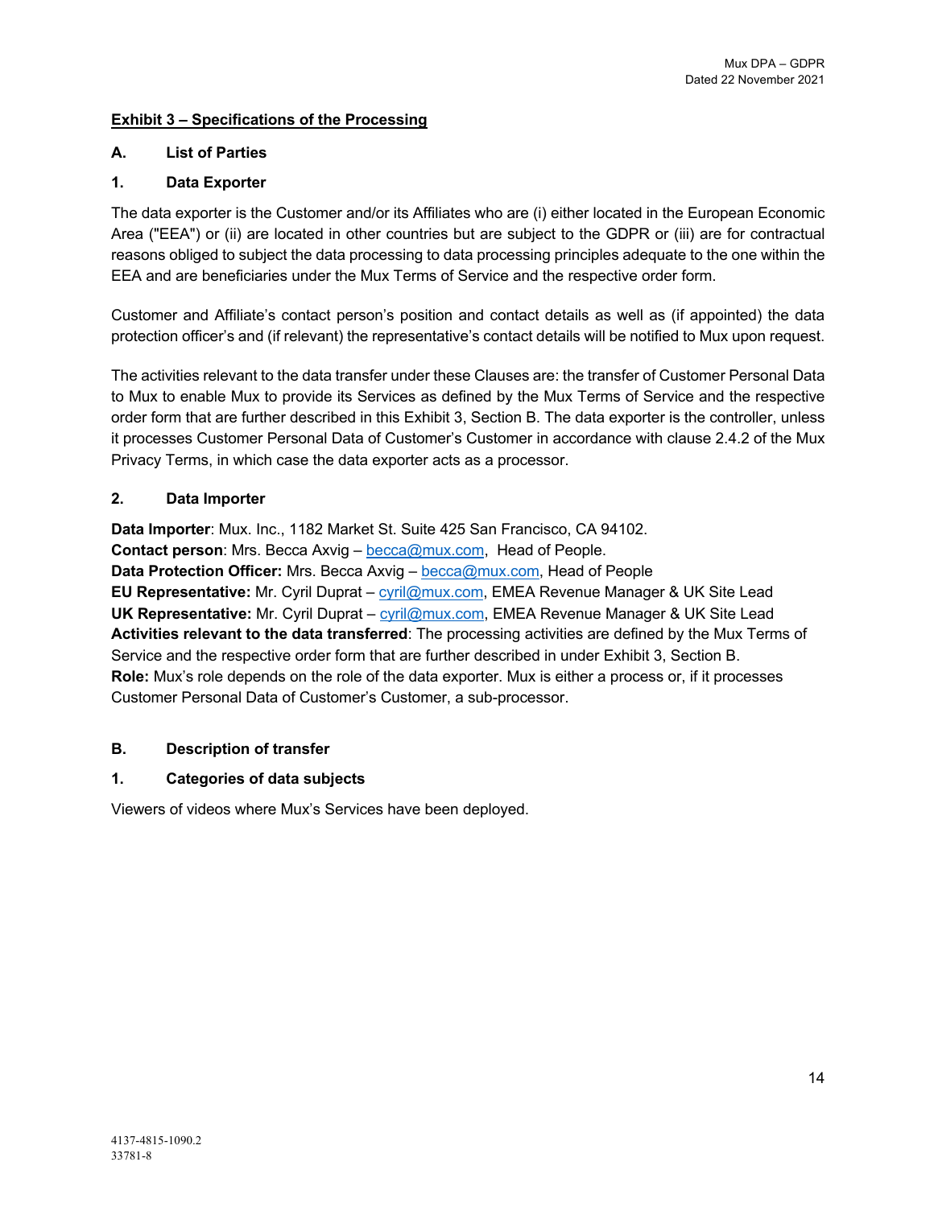## Exhibit 3 – Specifications of the Processing

### A. List of Parties

### 1. Data Exporter

The data exporter is the Customer and/or its Affiliates who are (i) either located in the European Economic Area ("EEA") or (ii) are located in other countries but are subject to the GDPR or (iii) are for contractual reasons obliged to subject the data processing to data processing principles adequate to the one within the EEA and are beneficiaries under the Mux Terms of Service and the respective order form.

Customer and Affiliate's contact person's position and contact details as well as (if appointed) the data protection officer's and (if relevant) the representative's contact details will be notified to Mux upon request.

The activities relevant to the data transfer under these Clauses are: the transfer of Customer Personal Data to Mux to enable Mux to provide its Services as defined by the Mux Terms of Service and the respective order form that are further described in this Exhibit 3, Section B. The data exporter is the controller, unless it processes Customer Personal Data of Customer's Customer in accordance with clause 2.4.2 of the Mux Privacy Terms, in which case the data exporter acts as a processor.

### 2. Data Importer

**Data Importer**: Mux. Inc., 1182 Market St. Suite 425 San Francisco, CA 94102.
**Contact person**: Mrs. Becca Axvig – becca@mux.com, Head of People.
**Data Protection Officer:** Mrs. Becca Axvig – becca@mux.com, Head of People
**EU Representative:** Mr. Cyril Duprat – cyril@mux.com, EMEA Revenue Manager & UK Site Lead
**UK Representative:** Mr. Cyril Duprat – cyril@mux.com, EMEA Revenue Manager & UK Site Lead
**Activities relevant to the data transferred**: The processing activities are defined by the Mux Terms of Service and the respective order form that are further described in under Exhibit 3, Section B.
**Role:** Mux's role depends on the role of the data exporter. Mux is either a process or, if it processes Customer Personal Data of Customer's Customer, a sub-processor.

### B. Description of transfer

### 1. Categories of data subjects

Viewers of videos where Mux's Services have been deployed.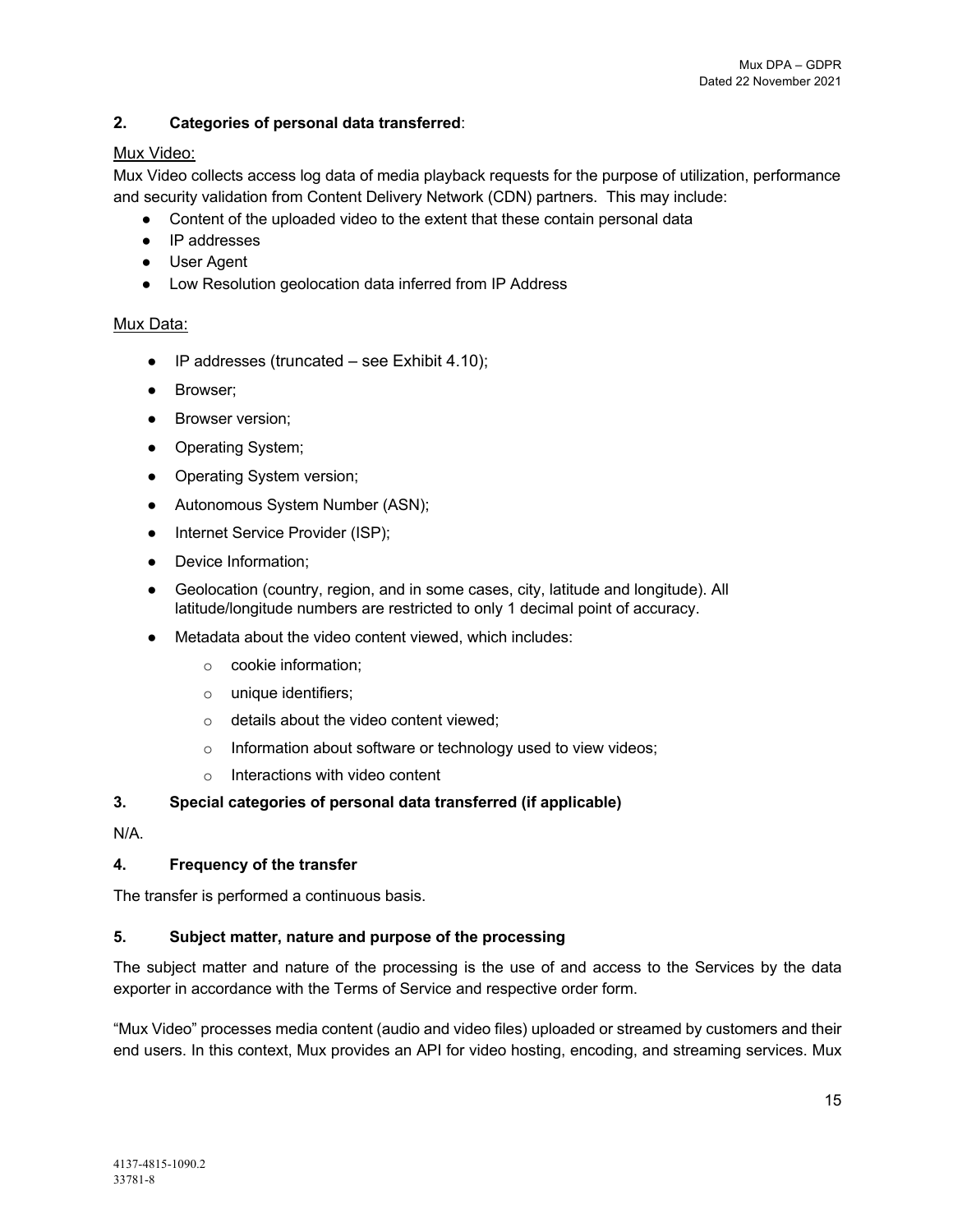**2. Categories of personal data transferred**:

Mux Video:

Mux Video collects access log data of media playback requests for the purpose of utilization, performance and security validation from Content Delivery Network (CDN) partners. This may include:

- Content of the uploaded video to the extent that these contain personal data
- IP addresses
- User Agent
- Low Resolution geolocation data inferred from IP Address

Mux Data:

- IP addresses (truncated – see Exhibit 4.10);
- Browser;
- Browser version;
- Operating System;
- Operating System version;
- Autonomous System Number (ASN);
- Internet Service Provider (ISP);
- Device Information;
- Geolocation (country, region, and in some cases, city, latitude and longitude). All latitude/longitude numbers are restricted to only 1 decimal point of accuracy.
- Metadata about the video content viewed, which includes:
    - cookie information;
    - unique identifiers;
    - details about the video content viewed;
    - Information about software or technology used to view videos;
    - Interactions with video content

**3. Special categories of personal data transferred (if applicable)**

N/A.

**4. Frequency of the transfer**

The transfer is performed a continuous basis.

**5. Subject matter, nature and purpose of the processing**

The subject matter and nature of the processing is the use of and access to the Services by the data exporter in accordance with the Terms of Service and respective order form.

"Mux Video" processes media content (audio and video files) uploaded or streamed by customers and their end users. In this context, Mux provides an API for video hosting, encoding, and streaming services. Mux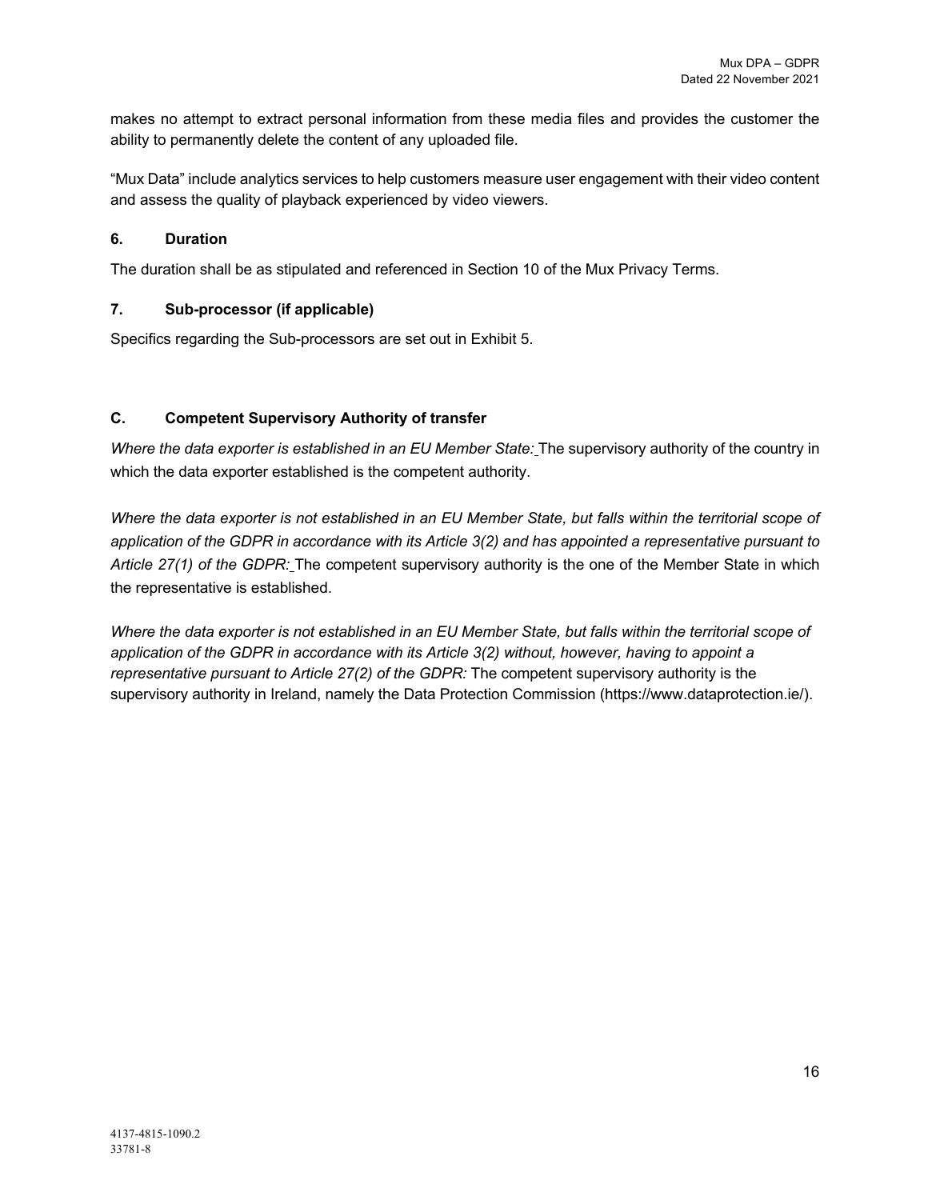makes no attempt to extract personal information from these media files and provides the customer the ability to permanently delete the content of any uploaded file.

"Mux Data" include analytics services to help customers measure user engagement with their video content and assess the quality of playback experienced by video viewers.

### 6. Duration

The duration shall be as stipulated and referenced in Section 10 of the Mux Privacy Terms.

### 7. Sub-processor (if applicable)

Specifics regarding the Sub-processors are set out in Exhibit 5.

## C. Competent Supervisory Authority of transfer

*Where the data exporter is established in an EU Member State:* The supervisory authority of the country in which the data exporter established is the competent authority.

*Where the data exporter is not established in an EU Member State, but falls within the territorial scope of application of the GDPR in accordance with its Article 3(2) and has appointed a representative pursuant to Article 27(1) of the GDPR:* The competent supervisory authority is the one of the Member State in which the representative is established.

*Where the data exporter is not established in an EU Member State, but falls within the territorial scope of application of the GDPR in accordance with its Article 3(2) without, however, having to appoint a representative pursuant to Article 27(2) of the GDPR:* The competent supervisory authority is the supervisory authority in Ireland, namely the Data Protection Commission (https://www.dataprotection.ie/).

4137-4815-1090.2
33781-8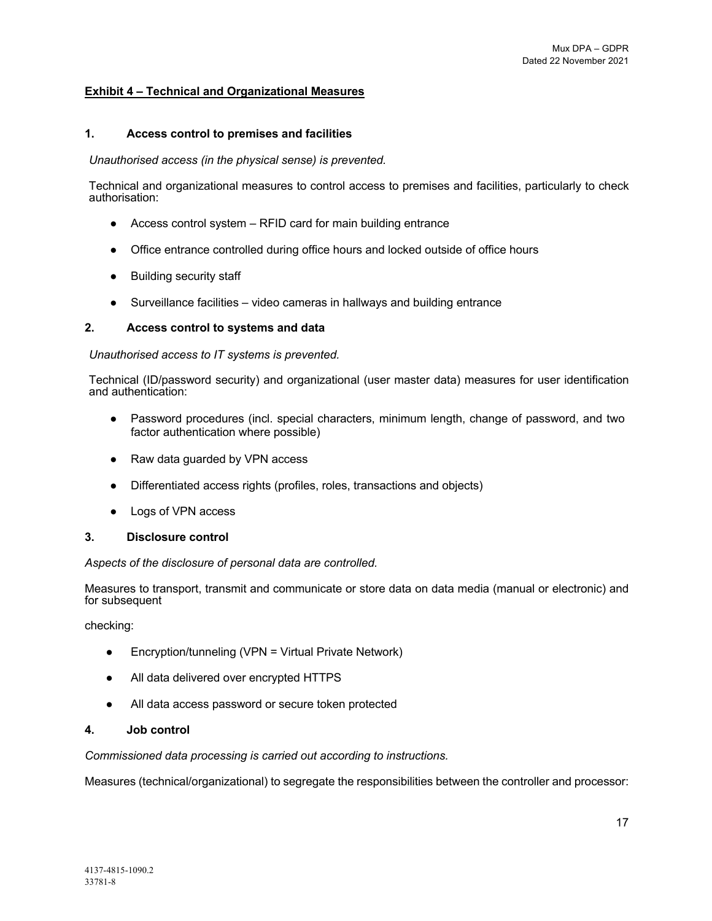## Exhibit 4 – Technical and Organizational Measures

### 1. Access control to premises and facilities

*Unauthorised access (in the physical sense) is prevented.*

Technical and organizational measures to control access to premises and facilities, particularly to check authorisation:

- Access control system – RFID card for main building entrance
- Office entrance controlled during office hours and locked outside of office hours
- Building security staff
- Surveillance facilities – video cameras in hallways and building entrance

### 2. Access control to systems and data

*Unauthorised access to IT systems is prevented.*

Technical (ID/password security) and organizational (user master data) measures for user identification and authentication:

- Password procedures (incl. special characters, minimum length, change of password, and two factor authentication where possible)
- Raw data guarded by VPN access
- Differentiated access rights (profiles, roles, transactions and objects)
- Logs of VPN access

### 3. Disclosure control

*Aspects of the disclosure of personal data are controlled.*

Measures to transport, transmit and communicate or store data on data media (manual or electronic) and for subsequent

checking:

- Encryption/tunneling (VPN = Virtual Private Network)
- All data delivered over encrypted HTTPS
- All data access password or secure token protected

### 4. Job control

*Commissioned data processing is carried out according to instructions.*

Measures (technical/organizational) to segregate the responsibilities between the controller and processor: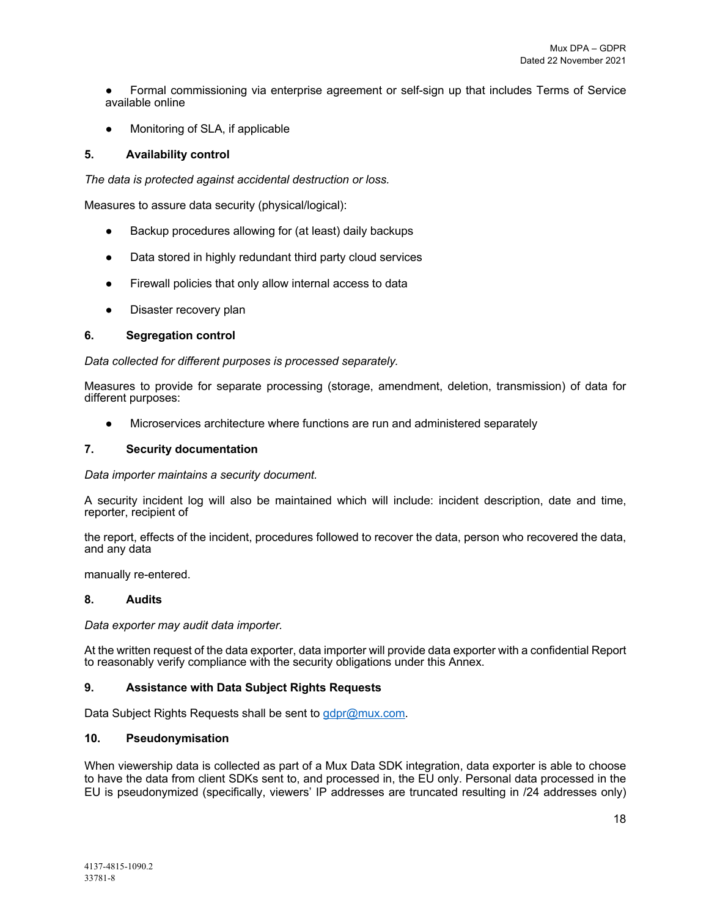- Formal commissioning via enterprise agreement or self-sign up that includes Terms of Service available online
- Monitoring of SLA, if applicable

**5. Availability control**

*The data is protected against accidental destruction or loss.*

Measures to assure data security (physical/logical):

- Backup procedures allowing for (at least) daily backups
- Data stored in highly redundant third party cloud services
- Firewall policies that only allow internal access to data
- Disaster recovery plan

**6. Segregation control**

*Data collected for different purposes is processed separately.*

Measures to provide for separate processing (storage, amendment, deletion, transmission) of data for different purposes:

- Microservices architecture where functions are run and administered separately

**7. Security documentation**

*Data importer maintains a security document.*

A security incident log will also be maintained which will include: incident description, date and time, reporter, recipient of

the report, effects of the incident, procedures followed to recover the data, person who recovered the data, and any data

manually re-entered.

**8. Audits**

*Data exporter may audit data importer.*

At the written request of the data exporter, data importer will provide data exporter with a confidential Report to reasonably verify compliance with the security obligations under this Annex.

**9. Assistance with Data Subject Rights Requests**

Data Subject Rights Requests shall be sent to gdpr@mux.com.

**10. Pseudonymisation**

When viewership data is collected as part of a Mux Data SDK integration, data exporter is able to choose to have the data from client SDKs sent to, and processed in, the EU only. Personal data processed in the EU is pseudonymized (specifically, viewers' IP addresses are truncated resulting in /24 addresses only)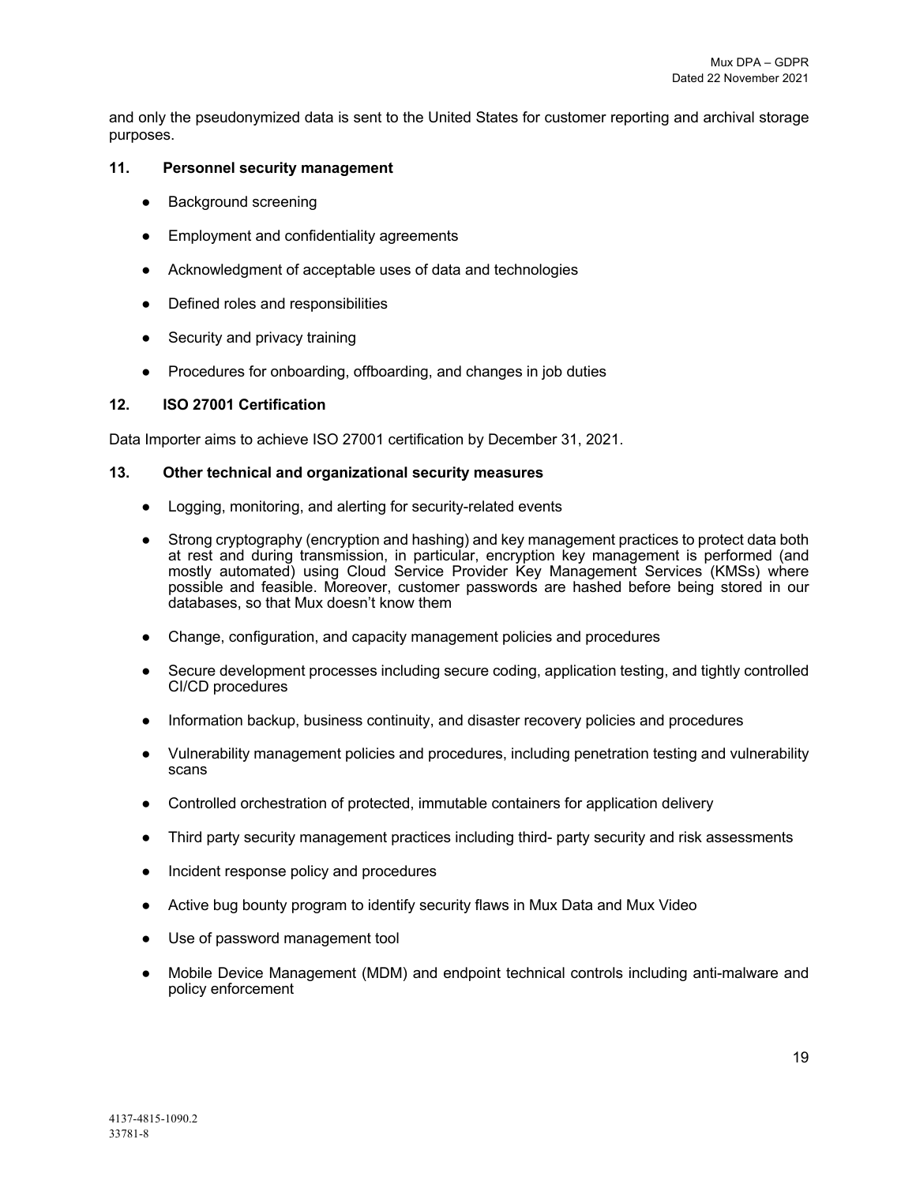and only the pseudonymized data is sent to the United States for customer reporting and archival storage purposes.

**11. Personnel security management**

- Background screening
- Employment and confidentiality agreements
- Acknowledgment of acceptable uses of data and technologies
- Defined roles and responsibilities
- Security and privacy training
- Procedures for onboarding, offboarding, and changes in job duties

**12. ISO 27001 Certification**

Data Importer aims to achieve ISO 27001 certification by December 31, 2021.

**13. Other technical and organizational security measures**

- Logging, monitoring, and alerting for security-related events
- Strong cryptography (encryption and hashing) and key management practices to protect data both at rest and during transmission, in particular, encryption key management is performed (and mostly automated) using Cloud Service Provider Key Management Services (KMSs) where possible and feasible. Moreover, customer passwords are hashed before being stored in our databases, so that Mux doesn't know them
- Change, configuration, and capacity management policies and procedures
- Secure development processes including secure coding, application testing, and tightly controlled CI/CD procedures
- Information backup, business continuity, and disaster recovery policies and procedures
- Vulnerability management policies and procedures, including penetration testing and vulnerability scans
- Controlled orchestration of protected, immutable containers for application delivery
- Third party security management practices including third- party security and risk assessments
- Incident response policy and procedures
- Active bug bounty program to identify security flaws in Mux Data and Mux Video
- Use of password management tool
- Mobile Device Management (MDM) and endpoint technical controls including anti-malware and policy enforcement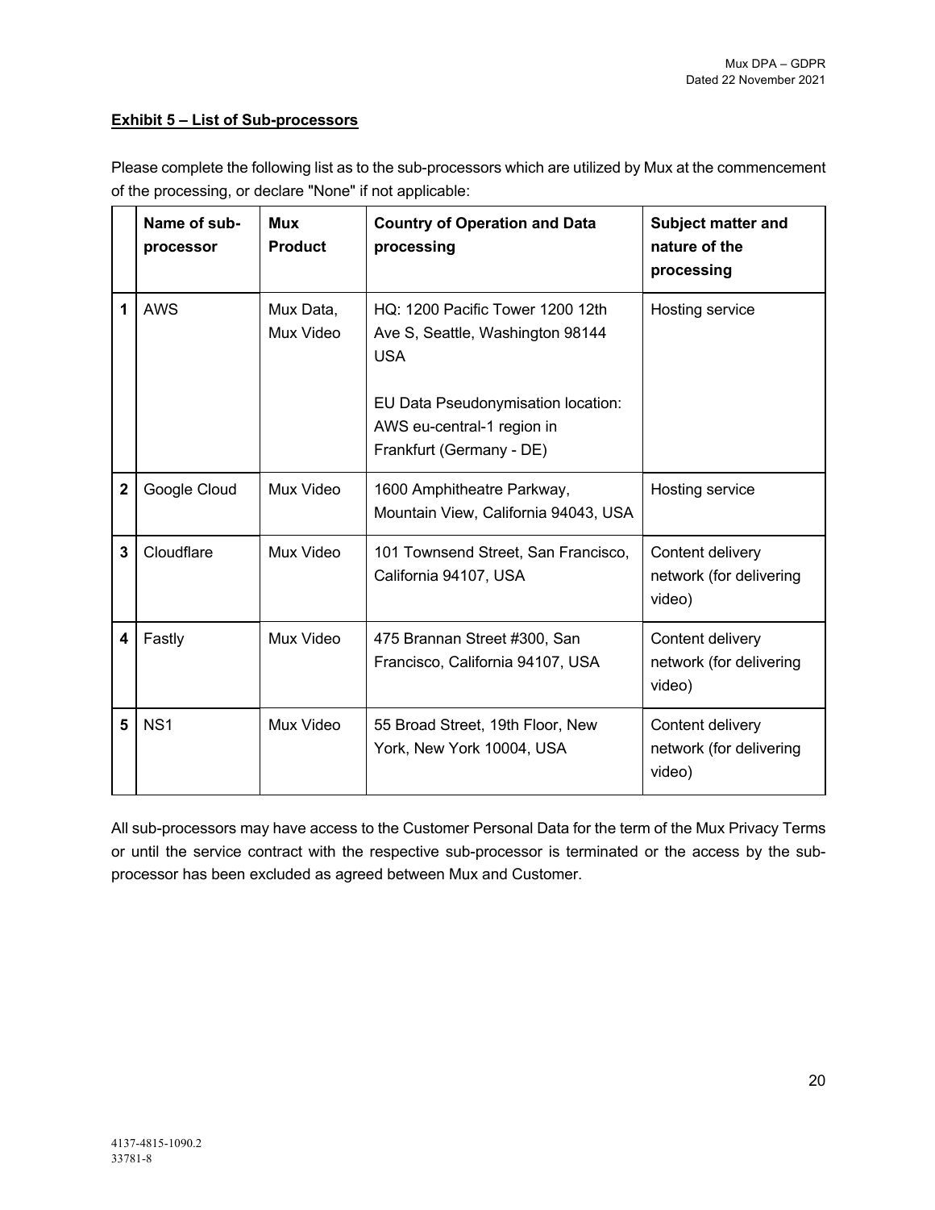**Exhibit 5 – List of Sub-processors**

Please complete the following list as to the sub-processors which are utilized by Mux at the commencement of the processing, or declare "None" if not applicable:

| | Name of sub-processor | Mux Product | Country of Operation and Data processing | Subject matter and nature of the processing |
|---|---|---|---|---|
| 1 | AWS | Mux Data, Mux Video | HQ: 1200 Pacific Tower 1200 12th Ave S, Seattle, Washington 98144 USA<br><br>EU Data Pseudonymisation location: AWS eu-central-1 region in Frankfurt (Germany - DE) | Hosting service |
| 2 | Google Cloud | Mux Video | 1600 Amphitheatre Parkway, Mountain View, California 94043, USA | Hosting service |
| 3 | Cloudflare | Mux Video | 101 Townsend Street, San Francisco, California 94107, USA | Content delivery network (for delivering video) |
| 4 | Fastly | Mux Video | 475 Brannan Street #300, San Francisco, California 94107, USA | Content delivery network (for delivering video) |
| 5 | NS1 | Mux Video | 55 Broad Street, 19th Floor, New York, New York 10004, USA | Content delivery network (for delivering video) |

All sub-processors may have access to the Customer Personal Data for the term of the Mux Privacy Terms or until the service contract with the respective sub-processor is terminated or the access by the sub-processor has been excluded as agreed between Mux and Customer.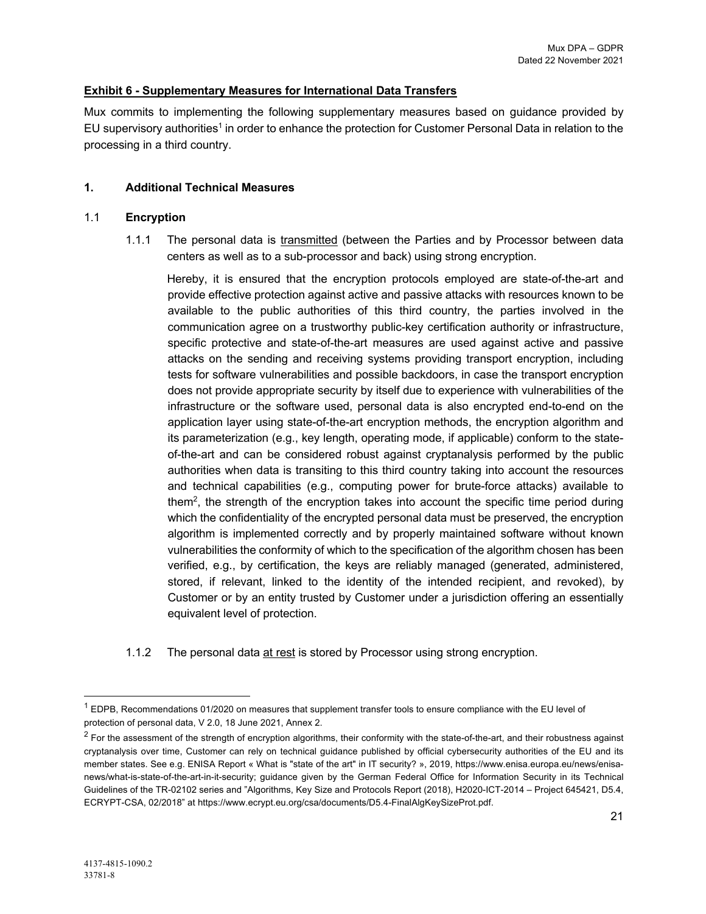**Exhibit 6 - Supplementary Measures for International Data Transfers**

Mux commits to implementing the following supplementary measures based on guidance provided by EU supervisory authorities[1] in order to enhance the protection for Customer Personal Data in relation to the processing in a third country.

## 1. Additional Technical Measures

### 1.1 Encryption

1.1.1 The personal data is transmitted (between the Parties and by Processor between data centers as well as to a sub-processor and back) using strong encryption.

Hereby, it is ensured that the encryption protocols employed are state-of-the-art and provide effective protection against active and passive attacks with resources known to be available to the public authorities of this third country, the parties involved in the communication agree on a trustworthy public-key certification authority or infrastructure, specific protective and state-of-the-art measures are used against active and passive attacks on the sending and receiving systems providing transport encryption, including tests for software vulnerabilities and possible backdoors, in case the transport encryption does not provide appropriate security by itself due to experience with vulnerabilities of the infrastructure or the software used, personal data is also encrypted end-to-end on the application layer using state-of-the-art encryption methods, the encryption algorithm and its parameterization (e.g., key length, operating mode, if applicable) conform to the state-of-the-art and can be considered robust against cryptanalysis performed by the public authorities when data is transiting to this third country taking into account the resources and technical capabilities (e.g., computing power for brute-force attacks) available to them[2], the strength of the encryption takes into account the specific time period during which the confidentiality of the encrypted personal data must be preserved, the encryption algorithm is implemented correctly and by properly maintained software without known vulnerabilities the conformity of which to the specification of the algorithm chosen has been verified, e.g., by certification, the keys are reliably managed (generated, administered, stored, if relevant, linked to the identity of the intended recipient, and revoked), by Customer or by an entity trusted by Customer under a jurisdiction offering an essentially equivalent level of protection.

1.1.2 The personal data at rest is stored by Processor using strong encryption.

---

[1] EDPB, Recommendations 01/2020 on measures that supplement transfer tools to ensure compliance with the EU level of protection of personal data, V 2.0, 18 June 2021, Annex 2.

[2] For the assessment of the strength of encryption algorithms, their conformity with the state-of-the-art, and their robustness against cryptanalysis over time, Customer can rely on technical guidance published by official cybersecurity authorities of the EU and its member states. See e.g. ENISA Report « What is "state of the art" in IT security? », 2019, https://www.enisa.europa.eu/news/enisa-news/what-is-state-of-the-art-in-it-security; guidance given by the German Federal Office for Information Security in its Technical Guidelines of the TR-02102 series and "Algorithms, Key Size and Protocols Report (2018), H2020-ICT-2014 – Project 645421, D5.4, ECRYPT-CSA, 02/2018" at https://www.ecrypt.eu.org/csa/documents/D5.4-FinalAlgKeySizeProt.pdf.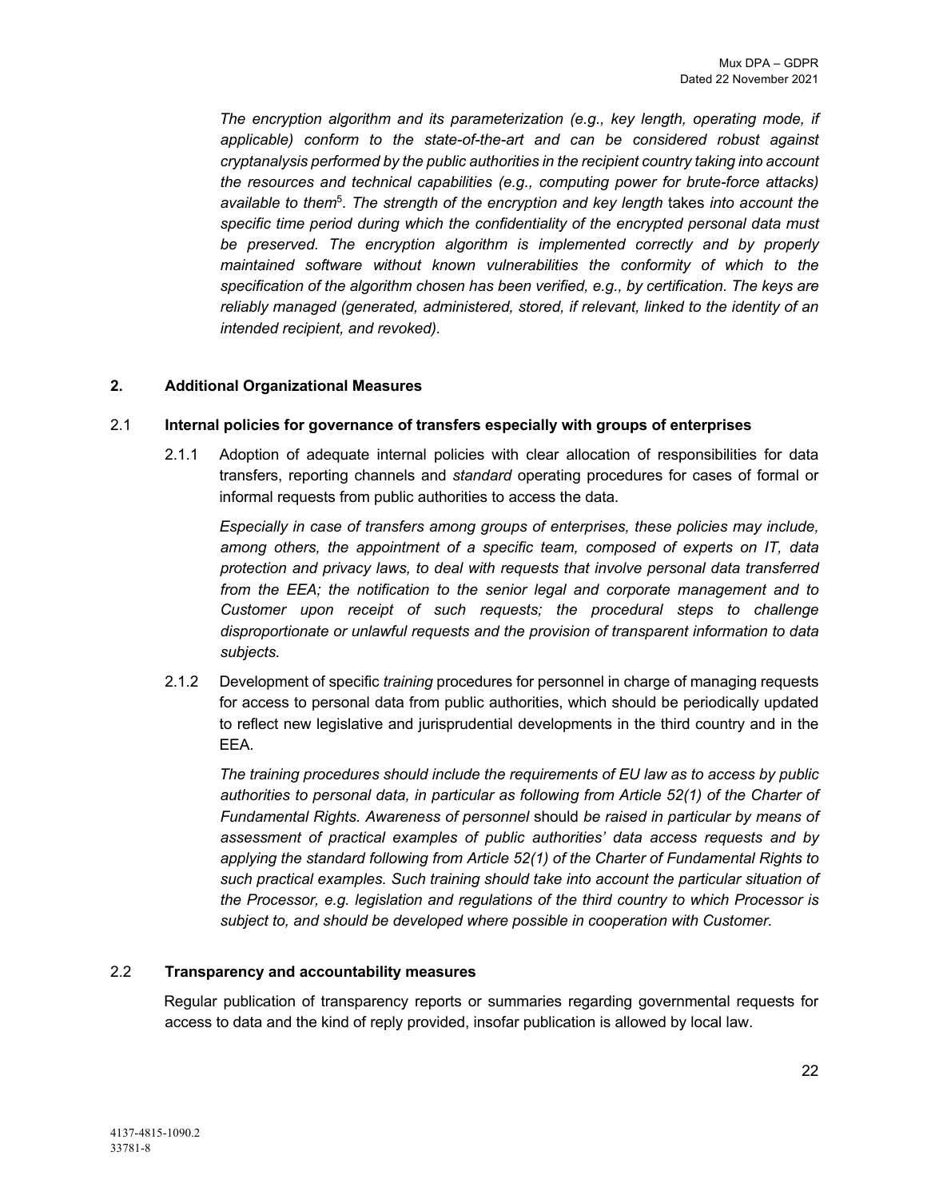*The encryption algorithm and its parameterization (e.g., key length, operating mode, if applicable) conform to the state-of-the-art and can be considered robust against cryptanalysis performed by the public authorities in the recipient country taking into account the resources and technical capabilities (e.g., computing power for brute-force attacks) available to them*[5]*. The strength of the encryption and key length* takes *into account the specific time period during which the confidentiality of the encrypted personal data must be preserved. The encryption algorithm is implemented correctly and by properly maintained software without known vulnerabilities the conformity of which to the specification of the algorithm chosen has been verified, e.g., by certification. The keys are reliably managed (generated, administered, stored, if relevant, linked to the identity of an intended recipient, and revoked).*

## 2. Additional Organizational Measures

### 2.1 Internal policies for governance of transfers especially with groups of enterprises

2.1.1 Adoption of adequate internal policies with clear allocation of responsibilities for data transfers, reporting channels and *standard* operating procedures for cases of formal or informal requests from public authorities to access the data.

*Especially in case of transfers among groups of enterprises, these policies may include, among others, the appointment of a specific team, composed of experts on IT, data protection and privacy laws, to deal with requests that involve personal data transferred from the EEA; the notification to the senior legal and corporate management and to Customer upon receipt of such requests; the procedural steps to challenge disproportionate or unlawful requests and the provision of transparent information to data subjects.*

2.1.2 Development of specific *training* procedures for personnel in charge of managing requests for access to personal data from public authorities, which should be periodically updated to reflect new legislative and jurisprudential developments in the third country and in the EEA.

*The training procedures should include the requirements of EU law as to access by public authorities to personal data, in particular as following from Article 52(1) of the Charter of Fundamental Rights. Awareness of personnel* should *be raised in particular by means of assessment of practical examples of public authorities' data access requests and by applying the standard following from Article 52(1) of the Charter of Fundamental Rights to such practical examples. Such training should take into account the particular situation of the Processor, e.g. legislation and regulations of the third country to which Processor is subject to, and should be developed where possible in cooperation with Customer.*

### 2.2 Transparency and accountability measures

Regular publication of transparency reports or summaries regarding governmental requests for access to data and the kind of reply provided, insofar publication is allowed by local law.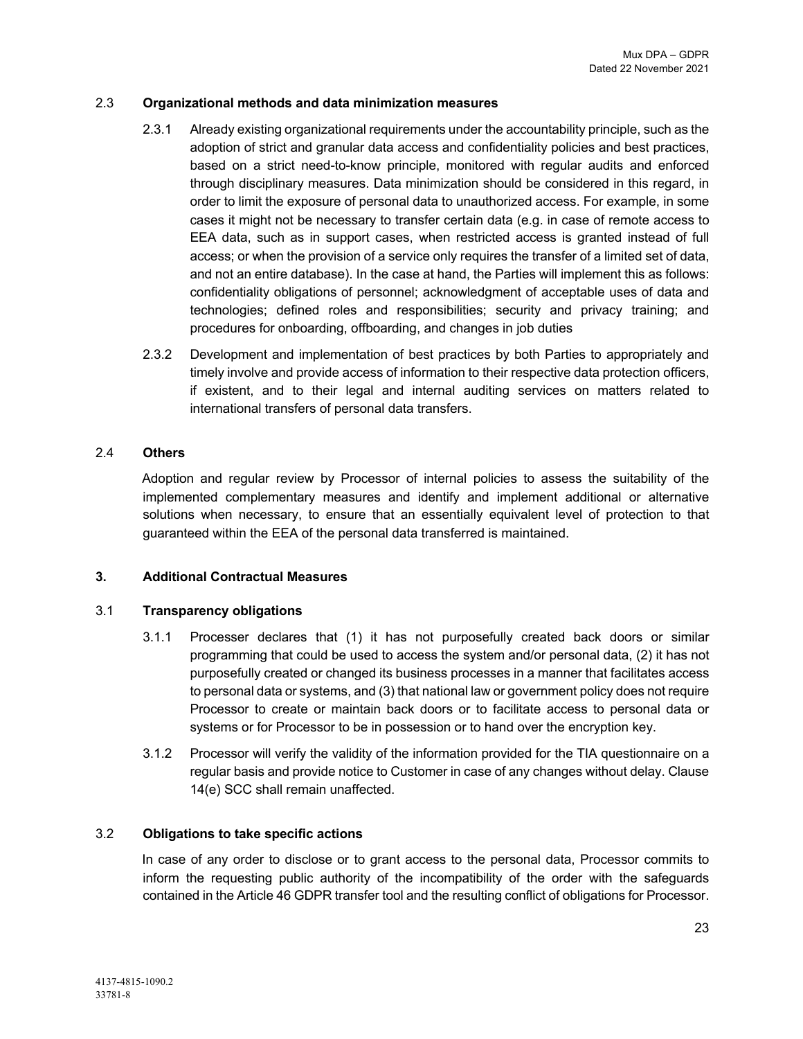### 2.3 **Organizational methods and data minimization measures**

2.3.1 Already existing organizational requirements under the accountability principle, such as the adoption of strict and granular data access and confidentiality policies and best practices, based on a strict need-to-know principle, monitored with regular audits and enforced through disciplinary measures. Data minimization should be considered in this regard, in order to limit the exposure of personal data to unauthorized access. For example, in some cases it might not be necessary to transfer certain data (e.g. in case of remote access to EEA data, such as in support cases, when restricted access is granted instead of full access; or when the provision of a service only requires the transfer of a limited set of data, and not an entire database). In the case at hand, the Parties will implement this as follows: confidentiality obligations of personnel; acknowledgment of acceptable uses of data and technologies; defined roles and responsibilities; security and privacy training; and procedures for onboarding, offboarding, and changes in job duties

2.3.2 Development and implementation of best practices by both Parties to appropriately and timely involve and provide access of information to their respective data protection officers, if existent, and to their legal and internal auditing services on matters related to international transfers of personal data transfers.

### 2.4 **Others**

Adoption and regular review by Processor of internal policies to assess the suitability of the implemented complementary measures and identify and implement additional or alternative solutions when necessary, to ensure that an essentially equivalent level of protection to that guaranteed within the EEA of the personal data transferred is maintained.

## 3. **Additional Contractual Measures**

### 3.1 **Transparency obligations**

3.1.1 Processer declares that (1) it has not purposefully created back doors or similar programming that could be used to access the system and/or personal data, (2) it has not purposefully created or changed its business processes in a manner that facilitates access to personal data or systems, and (3) that national law or government policy does not require Processor to create or maintain back doors or to facilitate access to personal data or systems or for Processor to be in possession or to hand over the encryption key.

3.1.2 Processor will verify the validity of the information provided for the TIA questionnaire on a regular basis and provide notice to Customer in case of any changes without delay. Clause 14(e) SCC shall remain unaffected.

### 3.2 **Obligations to take specific actions**

In case of any order to disclose or to grant access to the personal data, Processor commits to inform the requesting public authority of the incompatibility of the order with the safeguards contained in the Article 46 GDPR transfer tool and the resulting conflict of obligations for Processor.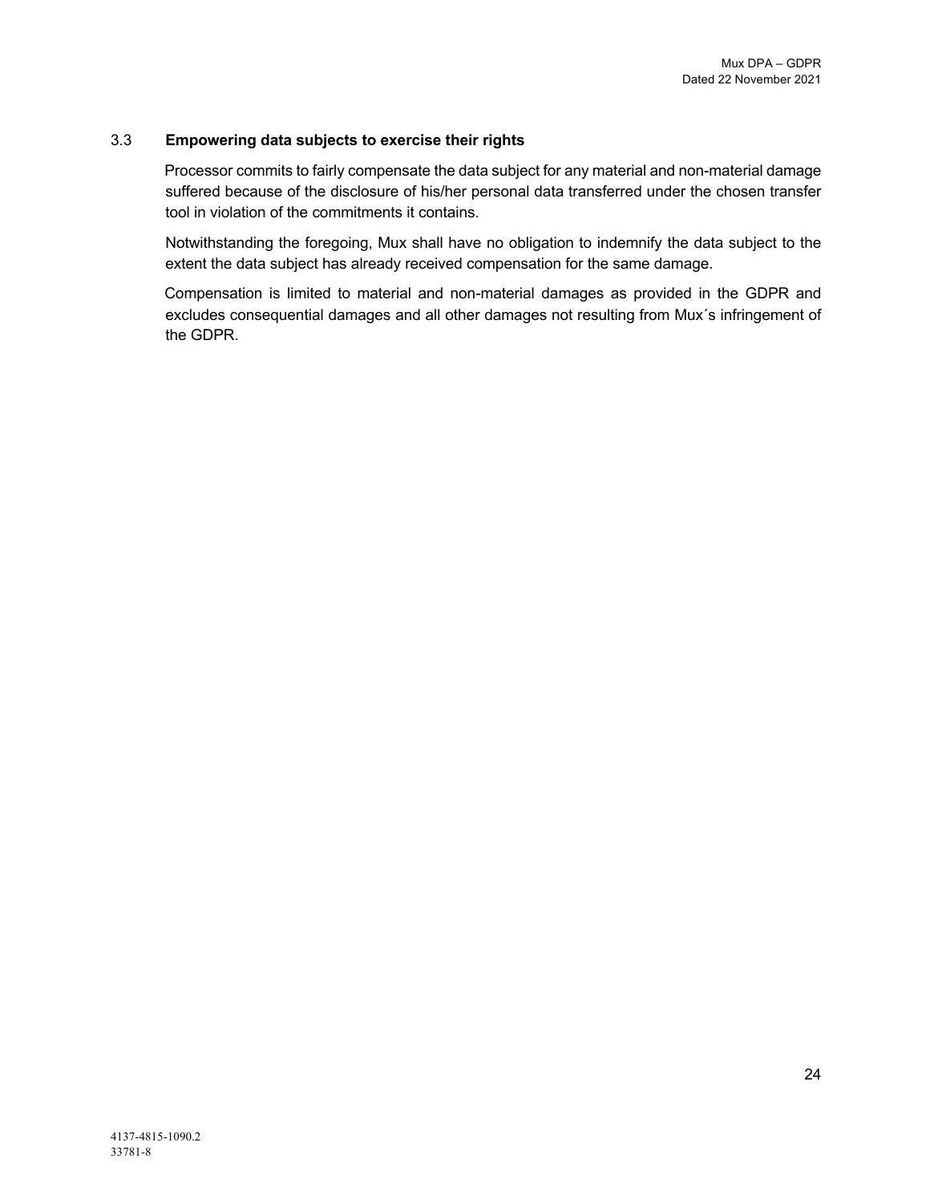### 3.3 Empowering data subjects to exercise their rights

Processor commits to fairly compensate the data subject for any material and non-material damage suffered because of the disclosure of his/her personal data transferred under the chosen transfer tool in violation of the commitments it contains.

Notwithstanding the foregoing, Mux shall have no obligation to indemnify the data subject to the extent the data subject has already received compensation for the same damage.

Compensation is limited to material and non-material damages as provided in the GDPR and excludes consequential damages and all other damages not resulting from Mux´s infringement of the GDPR.